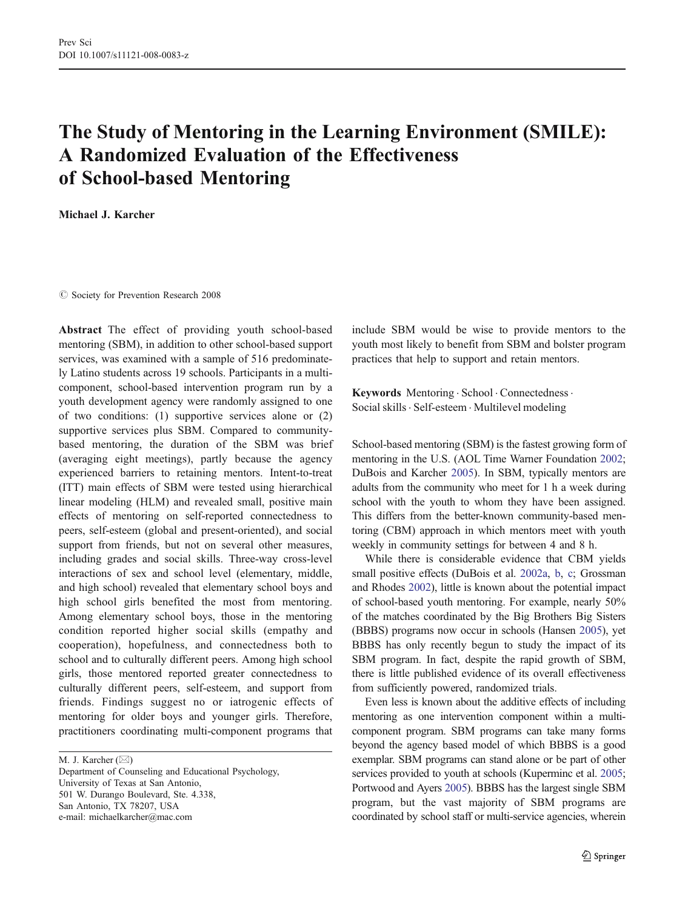# The Study of Mentoring in the Learning Environment (SMILE): A Randomized Evaluation of the Effectiveness of School-based Mentoring

**Michael J. Karcher**

© Society for Prevention Research 2008

**Abstract** The effect of providing youth school-based mentoring (SBM), in addition to other school-based support services, was examined with a sample of 516 predominately Latino students across 19 schools. Participants in a multi-component, school-based intervention program run by a youth development agency were randomly assigned to one of two conditions: (1) supportive services alone or (2) supportive services plus SBM. Compared to community-based mentoring, the duration of the SBM was brief (averaging eight meetings), partly because the agency experienced barriers to retaining mentors. Intent-to-treat (ITT) main effects of SBM were tested using hierarchical linear modeling (HLM) and revealed small, positive main effects of mentoring on self-reported connectedness to peers, self-esteem (global and present-oriented), and social support from friends, but not on several other measures, including grades and social skills. Three-way cross-level interactions of sex and school level (elementary, middle, and high school) revealed that elementary school boys and high school girls benefited the most from mentoring. Among elementary school boys, those in the mentoring condition reported higher social skills (empathy and cooperation), hopefulness, and connectedness both to school and to culturally different peers. Among high school girls, those mentored reported greater connectedness to culturally different peers, self-esteem, and support from friends. Findings suggest no or iatrogenic effects of mentoring for older boys and younger girls. Therefore, practitioners coordinating multi-component programs that include SBM would be wise to provide mentors to the youth most likely to benefit from SBM and bolster program practices that help to support and retain mentors.

**Keywords** Mentoring · School · Connectedness · Social skills · Self-esteem · Multilevel modeling

M. J. Karcher (✉)
Department of Counseling and Educational Psychology,
University of Texas at San Antonio,
501 W. Durango Boulevard, Ste. 4.338,
San Antonio, TX 78207, USA
e-mail: michaelkarcher@mac.com

School-based mentoring (SBM) is the fastest growing form of mentoring in the U.S. (AOL Time Warner Foundation 2002; DuBois and Karcher 2005). In SBM, typically mentors are adults from the community who meet for 1 h a week during school with the youth to whom they have been assigned. This differs from the better-known community-based mentoring (CBM) approach in which mentors meet with youth weekly in community settings for between 4 and 8 h.

While there is considerable evidence that CBM yields small positive effects (DuBois et al. 2002a, b, c; Grossman and Rhodes 2002), little is known about the potential impact of school-based youth mentoring. For example, nearly 50% of the matches coordinated by the Big Brothers Big Sisters (BBBS) programs now occur in schools (Hansen 2005), yet BBBS has only recently begun to study the impact of its SBM program. In fact, despite the rapid growth of SBM, there is little published evidence of its overall effectiveness from sufficiently powered, randomized trials.

Even less is known about the additive effects of including mentoring as one intervention component within a multi-component program. SBM programs can take many forms beyond the agency based model of which BBBS is a good exemplar. SBM programs can stand alone or be part of other services provided to youth at schools (Kuperminc et al. 2005; Portwood and Ayers 2005). BBBS has the largest single SBM program, but the vast majority of SBM programs are coordinated by school staff or multi-service agencies, wherein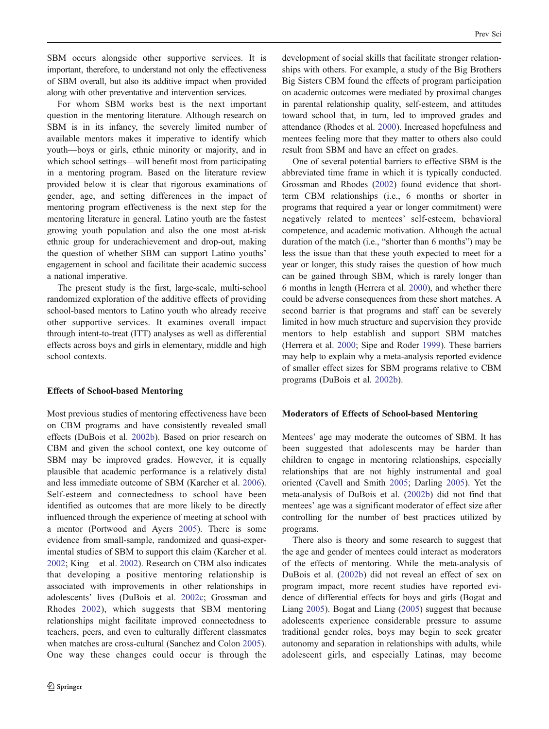SBM occurs alongside other supportive services. It is important, therefore, to understand not only the effectiveness of SBM overall, but also its additive impact when provided along with other preventative and intervention services.

For whom SBM works best is the next important question in the mentoring literature. Although research on SBM is in its infancy, the severely limited number of available mentors makes it imperative to identify which youth—boys or girls, ethnic minority or majority, and in which school settings—will benefit most from participating in a mentoring program. Based on the literature review provided below it is clear that rigorous examinations of gender, age, and setting differences in the impact of mentoring program effectiveness is the next step for the mentoring literature in general. Latino youth are the fastest growing youth population and also the one most at-risk ethnic group for underachievement and drop-out, making the question of whether SBM can support Latino youths' engagement in school and facilitate their academic success a national imperative.

The present study is the first, large-scale, multi-school randomized exploration of the additive effects of providing school-based mentors to Latino youth who already receive other supportive services. It examines overall impact through intent-to-treat (ITT) analyses as well as differential effects across boys and girls in elementary, middle and high school contexts.

### Effects of School-based Mentoring

Most previous studies of mentoring effectiveness have been on CBM programs and have consistently revealed small effects (DuBois et al. 2002b). Based on prior research on CBM and given the school context, one key outcome of SBM may be improved grades. However, it is equally plausible that academic performance is a relatively distal and less immediate outcome of SBM (Karcher et al. 2006). Self-esteem and connectedness to school have been identified as outcomes that are more likely to be directly influenced through the experience of meeting at school with a mentor (Portwood and Ayers 2005). There is some evidence from small-sample, randomized and quasi-experimental studies of SBM to support this claim (Karcher et al. 2002; King et al. 2002). Research on CBM also indicates that developing a positive mentoring relationship is associated with improvements in other relationships in adolescents' lives (DuBois et al. 2002c; Grossman and Rhodes 2002), which suggests that SBM mentoring relationships might facilitate improved connectedness to teachers, peers, and even to culturally different classmates when matches are cross-cultural (Sanchez and Colon 2005). One way these changes could occur is through the development of social skills that facilitate stronger relationships with others. For example, a study of the Big Brothers Big Sisters CBM found the effects of program participation on academic outcomes were mediated by proximal changes in parental relationship quality, self-esteem, and attitudes toward school that, in turn, led to improved grades and attendance (Rhodes et al. 2000). Increased hopefulness and mentees feeling more that they matter to others also could result from SBM and have an effect on grades.

One of several potential barriers to effective SBM is the abbreviated time frame in which it is typically conducted. Grossman and Rhodes (2002) found evidence that short-term CBM relationships (i.e., 6 months or shorter in programs that required a year or longer commitment) were negatively related to mentees' self-esteem, behavioral competence, and academic motivation. Although the actual duration of the match (i.e., "shorter than 6 months") may be less the issue than that these youth expected to meet for a year or longer, this study raises the question of how much can be gained through SBM, which is rarely longer than 6 months in length (Herrera et al. 2000), and whether there could be adverse consequences from these short matches. A second barrier is that programs and staff can be severely limited in how much structure and supervision they provide mentors to help establish and support SBM matches (Herrera et al. 2000; Sipe and Roder 1999). These barriers may help to explain why a meta-analysis reported evidence of smaller effect sizes for SBM programs relative to CBM programs (DuBois et al. 2002b).

### Moderators of Effects of School-based Mentoring

Mentees' age may moderate the outcomes of SBM. It has been suggested that adolescents may be harder than children to engage in mentoring relationships, especially relationships that are not highly instrumental and goal oriented (Cavell and Smith 2005; Darling 2005). Yet the meta-analysis of DuBois et al. (2002b) did not find that mentees' age was a significant moderator of effect size after controlling for the number of best practices utilized by programs.

There also is theory and some research to suggest that the age and gender of mentees could interact as moderators of the effects of mentoring. While the meta-analysis of DuBois et al. (2002b) did not reveal an effect of sex on program impact, more recent studies have reported evidence of differential effects for boys and girls (Bogat and Liang 2005). Bogat and Liang (2005) suggest that because adolescents experience considerable pressure to assume traditional gender roles, boys may begin to seek greater autonomy and separation in relationships with adults, while adolescent girls, and especially Latinas, may become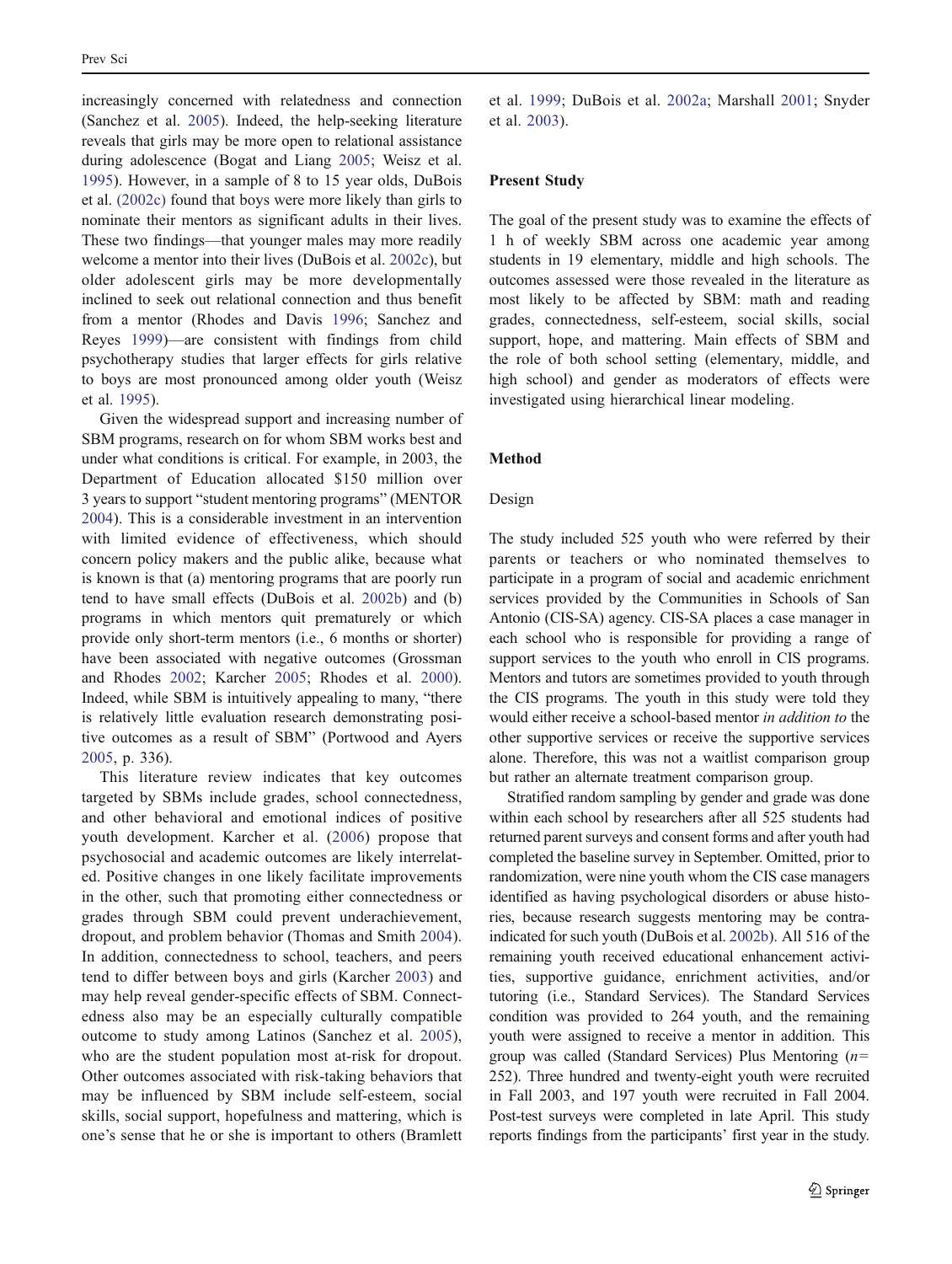increasingly concerned with relatedness and connection (Sanchez et al. 2005). Indeed, the help-seeking literature reveals that girls may be more open to relational assistance during adolescence (Bogat and Liang 2005; Weisz et al. 1995). However, in a sample of 8 to 15 year olds, DuBois et al. (2002c) found that boys were more likely than girls to nominate their mentors as significant adults in their lives. These two findings—that younger males may more readily welcome a mentor into their lives (DuBois et al. 2002c), but older adolescent girls may be more developmentally inclined to seek out relational connection and thus benefit from a mentor (Rhodes and Davis 1996; Sanchez and Reyes 1999)—are consistent with findings from child psychotherapy studies that larger effects for girls relative to boys are most pronounced among older youth (Weisz et al. 1995).

Given the widespread support and increasing number of SBM programs, research on for whom SBM works best and under what conditions is critical. For example, in 2003, the Department of Education allocated $150 million over 3 years to support "student mentoring programs" (MENTOR 2004). This is a considerable investment in an intervention with limited evidence of effectiveness, which should concern policy makers and the public alike, because what is known is that (a) mentoring programs that are poorly run tend to have small effects (DuBois et al. 2002b) and (b) programs in which mentors quit prematurely or which provide only short-term mentors (i.e., 6 months or shorter) have been associated with negative outcomes (Grossman and Rhodes 2002; Karcher 2005; Rhodes et al. 2000). Indeed, while SBM is intuitively appealing to many, "there is relatively little evaluation research demonstrating positive outcomes as a result of SBM" (Portwood and Ayers 2005, p. 336).

This literature review indicates that key outcomes targeted by SBMs include grades, school connectedness, and other behavioral and emotional indices of positive youth development. Karcher et al. (2006) propose that psychosocial and academic outcomes are likely interrelated. Positive changes in one likely facilitate improvements in the other, such that promoting either connectedness or grades through SBM could prevent underachievement, dropout, and problem behavior (Thomas and Smith 2004). In addition, connectedness to school, teachers, and peers tend to differ between boys and girls (Karcher 2003) and may help reveal gender-specific effects of SBM. Connectedness also may be an especially culturally compatible outcome to study among Latinos (Sanchez et al. 2005), who are the student population most at-risk for dropout. Other outcomes associated with risk-taking behaviors that may be influenced by SBM include self-esteem, social skills, social support, hopefulness and mattering, which is one's sense that he or she is important to others (Bramlett et al. 1999; DuBois et al. 2002a; Marshall 2001; Snyder et al. 2003).

## Present Study

The goal of the present study was to examine the effects of 1 h of weekly SBM across one academic year among students in 19 elementary, middle and high schools. The outcomes assessed were those revealed in the literature as most likely to be affected by SBM: math and reading grades, connectedness, self-esteem, social skills, social support, hope, and mattering. Main effects of SBM and the role of both school setting (elementary, middle, and high school) and gender as moderators of effects were investigated using hierarchical linear modeling.

## Method

### Design

The study included 525 youth who were referred by their parents or teachers or who nominated themselves to participate in a program of social and academic enrichment services provided by the Communities in Schools of San Antonio (CIS-SA) agency. CIS-SA places a case manager in each school who is responsible for providing a range of support services to the youth who enroll in CIS programs. Mentors and tutors are sometimes provided to youth through the CIS programs. The youth in this study were told they would either receive a school-based mentor *in addition to* the other supportive services or receive the supportive services alone. Therefore, this was not a waitlist comparison group but rather an alternate treatment comparison group.

Stratified random sampling by gender and grade was done within each school by researchers after all 525 students had returned parent surveys and consent forms and after youth had completed the baseline survey in September. Omitted, prior to randomization, were nine youth whom the CIS case managers identified as having psychological disorders or abuse histories, because research suggests mentoring may be contraindicated for such youth (DuBois et al. 2002b). All 516 of the remaining youth received educational enhancement activities, supportive guidance, enrichment activities, and/or tutoring (i.e., Standard Services). The Standard Services condition was provided to 264 youth, and the remaining youth were assigned to receive a mentor in addition. This group was called (Standard Services) Plus Mentoring ($n = 252$). Three hundred and twenty-eight youth were recruited in Fall 2003, and 197 youth were recruited in Fall 2004. Post-test surveys were completed in late April. This study reports findings from the participants' first year in the study.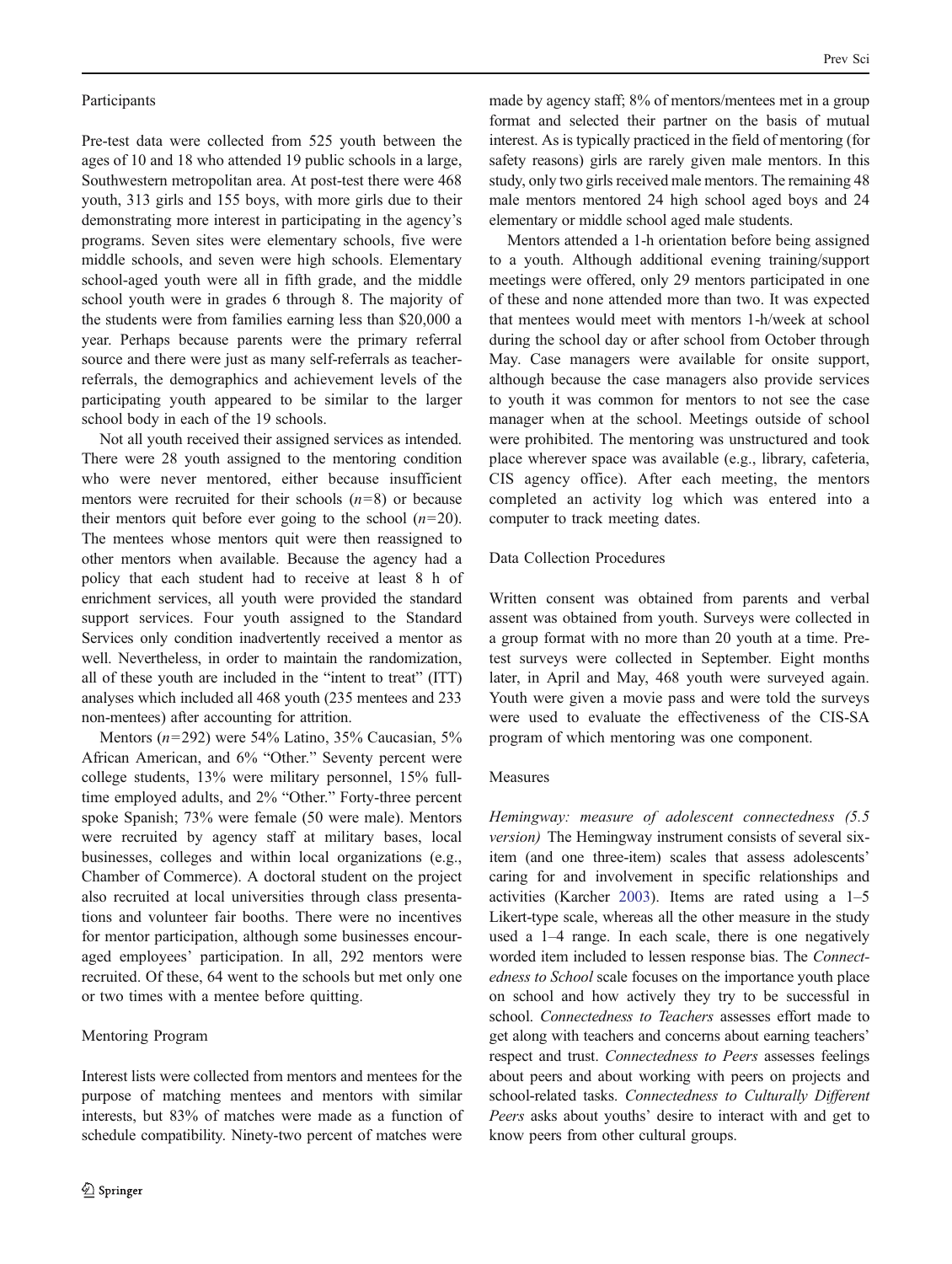### Participants

Pre-test data were collected from 525 youth between the ages of 10 and 18 who attended 19 public schools in a large, Southwestern metropolitan area. At post-test there were 468 youth, 313 girls and 155 boys, with more girls due to their demonstrating more interest in participating in the agency's programs. Seven sites were elementary schools, five were middle schools, and seven were high schools. Elementary school-aged youth were all in fifth grade, and the middle school youth were in grades 6 through 8. The majority of the students were from families earning less than $20,000 a year. Perhaps because parents were the primary referral source and there were just as many self-referrals as teacher-referrals, the demographics and achievement levels of the participating youth appeared to be similar to the larger school body in each of the 19 schools.

Not all youth received their assigned services as intended. There were 28 youth assigned to the mentoring condition who were never mentored, either because insufficient mentors were recruited for their schools ($n=8$) or because their mentors quit before ever going to the school ($n=20$). The mentees whose mentors quit were then reassigned to other mentors when available. Because the agency had a policy that each student had to receive at least 8 h of enrichment services, all youth were provided the standard support services. Four youth assigned to the Standard Services only condition inadvertently received a mentor as well. Nevertheless, in order to maintain the randomization, all of these youth are included in the "intent to treat" (ITT) analyses which included all 468 youth (235 mentees and 233 non-mentees) after accounting for attrition.

Mentors ($n=292$) were 54% Latino, 35% Caucasian, 5% African American, and 6% "Other." Seventy percent were college students, 13% were military personnel, 15% full-time employed adults, and 2% "Other." Forty-three percent spoke Spanish; 73% were female (50 were male). Mentors were recruited by agency staff at military bases, local businesses, colleges and within local organizations (e.g., Chamber of Commerce). A doctoral student on the project also recruited at local universities through class presentations and volunteer fair booths. There were no incentives for mentor participation, although some businesses encouraged employees' participation. In all, 292 mentors were recruited. Of these, 64 went to the schools but met only one or two times with a mentee before quitting.

### Mentoring Program

Interest lists were collected from mentors and mentees for the purpose of matching mentees and mentors with similar interests, but 83% of matches were made as a function of schedule compatibility. Ninety-two percent of matches were made by agency staff; 8% of mentors/mentees met in a group format and selected their partner on the basis of mutual interest. As is typically practiced in the field of mentoring (for safety reasons) girls are rarely given male mentors. In this study, only two girls received male mentors. The remaining 48 male mentors mentored 24 high school aged boys and 24 elementary or middle school aged male students.

Mentors attended a 1-h orientation before being assigned to a youth. Although additional evening training/support meetings were offered, only 29 mentors participated in one of these and none attended more than two. It was expected that mentees would meet with mentors 1-h/week at school during the school day or after school from October through May. Case managers were available for onsite support, although because the case managers also provide services to youth it was common for mentors to not see the case manager when at the school. Meetings outside of school were prohibited. The mentoring was unstructured and took place wherever space was available (e.g., library, cafeteria, CIS agency office). After each meeting, the mentors completed an activity log which was entered into a computer to track meeting dates.

### Data Collection Procedures

Written consent was obtained from parents and verbal assent was obtained from youth. Surveys were collected in a group format with no more than 20 youth at a time. Pre-test surveys were collected in September. Eight months later, in April and May, 468 youth were surveyed again. Youth were given a movie pass and were told the surveys were used to evaluate the effectiveness of the CIS-SA program of which mentoring was one component.

### Measures

*Hemingway: measure of adolescent connectedness (5.5 version)* The Hemingway instrument consists of several six-item (and one three-item) scales that assess adolescents' caring for and involvement in specific relationships and activities (Karcher 2003). Items are rated using a 1–5 Likert-type scale, whereas all the other measure in the study used a 1–4 range. In each scale, there is one negatively worded item included to lessen response bias. The *Connectedness to School* scale focuses on the importance youth place on school and how actively they try to be successful in school. *Connectedness to Teachers* assesses effort made to get along with teachers and concerns about earning teachers' respect and trust. *Connectedness to Peers* assesses feelings about peers and about working with peers on projects and school-related tasks. *Connectedness to Culturally Different Peers* asks about youths' desire to interact with and get to know peers from other cultural groups.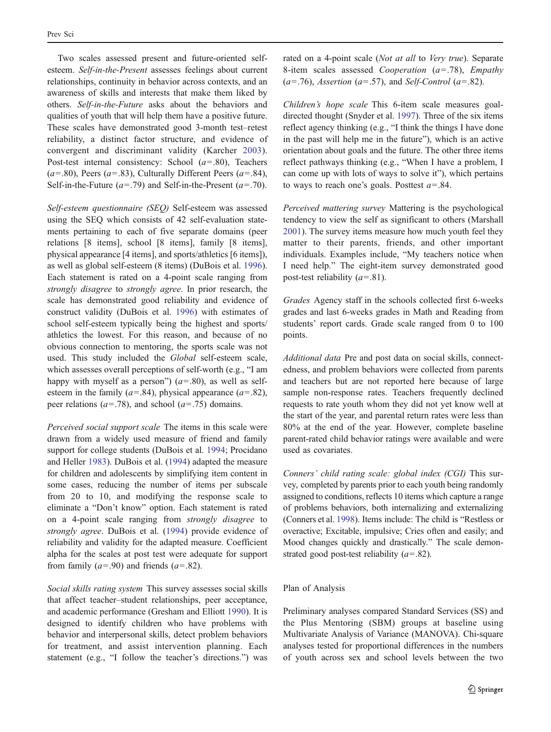Two scales assessed present and future-oriented self-esteem. *Self-in-the-Present* assesses feelings about current relationships, continuity in behavior across contexts, and an awareness of skills and interests that make them liked by others. *Self-in-the-Future* asks about the behaviors and qualities of youth that will help them have a positive future. These scales have demonstrated good 3-month test–retest reliability, a distinct factor structure, and evidence of convergent and discriminant validity (Karcher 2003). Post-test internal consistency: School ($a$=.80), Teachers ($a$=.80), Peers ($a$=.83), Culturally Different Peers ($a$=.84), Self-in-the-Future ($a$=.79) and Self-in-the-Present ($a$=.70).

*Self-esteem questionnaire (SEQ)* Self-esteem was assessed using the SEQ which consists of 42 self-evaluation statements pertaining to each of five separate domains (peer relations [8 items], school [8 items], family [8 items], physical appearance [4 items], and sports/athletics [6 items]), as well as global self-esteem (8 items) (DuBois et al. 1996). Each statement is rated on a 4-point scale ranging from *strongly disagree* to *strongly agree*. In prior research, the scale has demonstrated good reliability and evidence of construct validity (DuBois et al. 1996) with estimates of school self-esteem typically being the highest and sports/athletics the lowest. For this reason, and because of no obvious connection to mentoring, the sports scale was not used. This study included the *Global* self-esteem scale, which assesses overall perceptions of self-worth (e.g., "I am happy with myself as a person") ($a$=.80), as well as self-esteem in the family ($a$=.84), physical appearance ($a$=.82), peer relations ($a$=.78), and school ($a$=.75) domains.

*Perceived social support scale* The items in this scale were drawn from a widely used measure of friend and family support for college students (DuBois et al. 1994; Procidano and Heller 1983). DuBois et al. (1994) adapted the measure for children and adolescents by simplifying item content in some cases, reducing the number of items per subscale from 20 to 10, and modifying the response scale to eliminate a "Don't know" option. Each statement is rated on a 4-point scale ranging from *strongly disagree* to *strongly agree*. DuBois et al. (1994) provide evidence of reliability and validity for the adapted measure. Coefficient alpha for the scales at post test were adequate for support from family ($a$=.90) and friends ($a$=.82).

*Social skills rating system* This survey assesses social skills that affect teacher–student relationships, peer acceptance, and academic performance (Gresham and Elliott 1990). It is designed to identify children who have problems with behavior and interpersonal skills, detect problem behaviors for treatment, and assist intervention planning. Each statement (e.g., "I follow the teacher's directions.") was rated on a 4-point scale (*Not at all* to *Very true*). Separate 8-item scales assessed *Cooperation* ($a$=.78), *Empathy* ($a$=.76), *Assertion* ($a$=.57), and *Self-Control* ($a$=.82).

*Children's hope scale* This 6-item scale measures goal-directed thought (Snyder et al. 1997). Three of the six items reflect agency thinking (e.g., "I think the things I have done in the past will help me in the future"), which is an active orientation about goals and the future. The other three items reflect pathways thinking (e.g., "When I have a problem, I can come up with lots of ways to solve it"), which pertains to ways to reach one's goals. Posttest $a$=.84.

*Perceived mattering survey* Mattering is the psychological tendency to view the self as significant to others (Marshall 2001). The survey items measure how much youth feel they matter to their parents, friends, and other important individuals. Examples include, "My teachers notice when I need help." The eight-item survey demonstrated good post-test reliability ($a$=.81).

*Grades* Agency staff in the schools collected first 6-weeks grades and last 6-weeks grades in Math and Reading from students' report cards. Grade scale ranged from 0 to 100 points.

*Additional data* Pre and post data on social skills, connectedness, and problem behaviors were collected from parents and teachers but are not reported here because of large sample non-response rates. Teachers frequently declined requests to rate youth whom they did not yet know well at the start of the year, and parental return rates were less than 80% at the end of the year. However, complete baseline parent-rated child behavior ratings were available and were used as covariates.

*Conners' child rating scale: global index (CGI)* This survey, completed by parents prior to each youth being randomly assigned to conditions, reflects 10 items which capture a range of problems behaviors, both internalizing and externalizing (Conners et al. 1998). Items include: The child is "Restless or overactive; Excitable, impulsive; Cries often and easily; and Mood changes quickly and drastically." The scale demonstrated good post-test reliability ($a$=.82).

## Plan of Analysis

Preliminary analyses compared Standard Services (SS) and the Plus Mentoring (SBM) groups at baseline using Multivariate Analysis of Variance (MANOVA). Chi-square analyses tested for proportional differences in the numbers of youth across sex and school levels between the two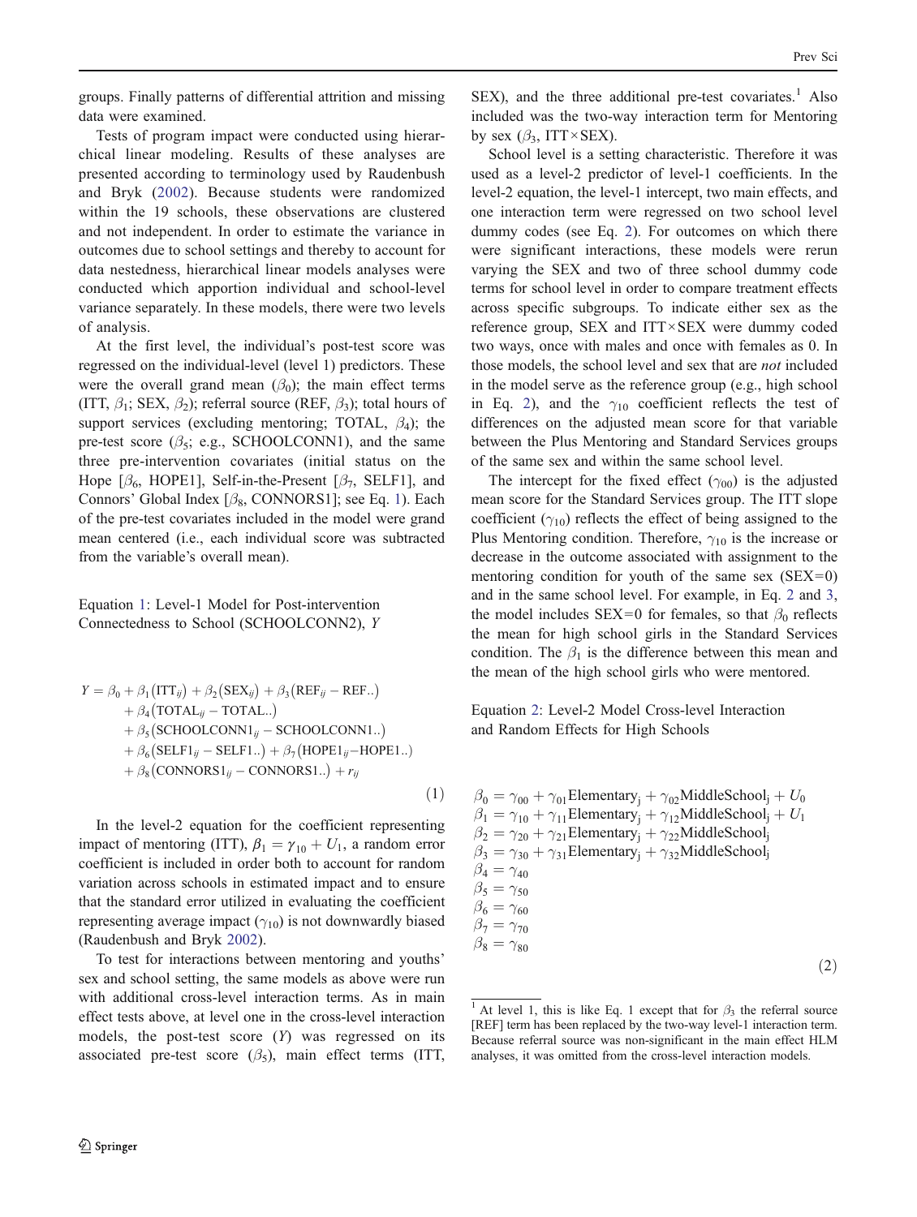groups. Finally patterns of differential attrition and missing data were examined.

Tests of program impact were conducted using hierarchical linear modeling. Results of these analyses are presented according to terminology used by Raudenbush and Bryk (2002). Because students were randomized within the 19 schools, these observations are clustered and not independent. In order to estimate the variance in outcomes due to school settings and thereby to account for data nestedness, hierarchical linear models analyses were conducted which apportion individual and school-level variance separately. In these models, there were two levels of analysis.

At the first level, the individual's post-test score was regressed on the individual-level (level 1) predictors. These were the overall grand mean ($\beta_0$); the main effect terms (ITT, $\beta_1$; SEX, $\beta_2$); referral source (REF, $\beta_3$); total hours of support services (excluding mentoring; TOTAL, $\beta_4$); the pre-test score ($\beta_5$; e.g., SCHOOLCONN1), and the same three pre-intervention covariates (initial status on the Hope [$\beta_6$, HOPE1], Self-in-the-Present [$\beta_7$, SELF1], and Connors' Global Index [$\beta_8$, CONNORS1]; see Eq. 1). Each of the pre-test covariates included in the model were grand mean centered (i.e., each individual score was subtracted from the variable's overall mean).

Equation 1: Level-1 Model for Post-intervention Connectedness to School (SCHOOLCONN2), $Y$

$$
\begin{aligned}
Y = \beta_0 &+ \beta_1(\mathrm{ITT}_{ij}) + \beta_2(\mathrm{SEX}_{ij}) + \beta_3(\mathrm{REF}_{ij} - \mathrm{REF..}) \\
&+ \beta_4(\mathrm{TOTAL}_{ij} - \mathrm{TOTAL..}) \\
&+ \beta_5(\mathrm{SCHOOLCONN1}_{ij} - \mathrm{SCHOOLCONN1..}) \\
&+ \beta_6(\mathrm{SELF1}_{ij} - \mathrm{SELF1..}) + \beta_7(\mathrm{HOPE1}_{ij} - \mathrm{HOPE1..}) \\
&+ \beta_8(\mathrm{CONNORS1}_{ij} - \mathrm{CONNORS1..}) + r_{ij}
\end{aligned}
\tag{1}
$$

In the level-2 equation for the coefficient representing impact of mentoring (ITT), $\beta_1 = \gamma_{10} + U_1$, a random error coefficient is included in order both to account for random variation across schools in estimated impact and to ensure that the standard error utilized in evaluating the coefficient representing average impact ($\gamma_{10}$) is not downwardly biased (Raudenbush and Bryk 2002).

To test for interactions between mentoring and youths' sex and school setting, the same models as above were run with additional cross-level interaction terms. As in main effect tests above, at level one in the cross-level interaction models, the post-test score ($Y$) was regressed on its associated pre-test score ($\beta_5$), main effect terms (ITT, SEX), and the three additional pre-test covariates.[1] Also included was the two-way interaction term for Mentoring by sex ($\beta_3$, ITT×SEX).

School level is a setting characteristic. Therefore it was used as a level-2 predictor of level-1 coefficients. In the level-2 equation, the level-1 intercept, two main effects, and one interaction term were regressed on two school level dummy codes (see Eq. 2). For outcomes on which there were significant interactions, these models were rerun varying the SEX and two of three school dummy code terms for school level in order to compare treatment effects across specific subgroups. To indicate either sex as the reference group, SEX and ITT×SEX were dummy coded two ways, once with males and once with females as 0. In those models, the school level and sex that are *not* included in the model serve as the reference group (e.g., high school in Eq. 2), and the $\gamma_{10}$ coefficient reflects the test of differences on the adjusted mean score for that variable between the Plus Mentoring and Standard Services groups of the same sex and within the same school level.

The intercept for the fixed effect ($\gamma_{00}$) is the adjusted mean score for the Standard Services group. The ITT slope coefficient ($\gamma_{10}$) reflects the effect of being assigned to the Plus Mentoring condition. Therefore, $\gamma_{10}$ is the increase or decrease in the outcome associated with assignment to the mentoring condition for youth of the same sex (SEX=0) and in the same school level. For example, in Eq. 2 and 3, the model includes SEX=0 for females, so that $\beta_0$ reflects the mean for high school girls in the Standard Services condition. The $\beta_1$ is the difference between this mean and the mean of the high school girls who were mentored.

Equation 2: Level-2 Model Cross-level Interaction and Random Effects for High Schools

$$
\begin{aligned}
\beta_0 &= \gamma_{00} + \gamma_{01}\mathrm{Elementary_j} + \gamma_{02}\mathrm{MiddleSchool_j} + U_0 \\
\beta_1 &= \gamma_{10} + \gamma_{11}\mathrm{Elementary_j} + \gamma_{12}\mathrm{MiddleSchool_j} + U_1 \\
\beta_2 &= \gamma_{20} + \gamma_{21}\mathrm{Elementary_j} + \gamma_{22}\mathrm{MiddleSchool_j} \\
\beta_3 &= \gamma_{30} + \gamma_{31}\mathrm{Elementary_j} + \gamma_{32}\mathrm{MiddleSchool_j} \\
\beta_4 &= \gamma_{40} \\
\beta_5 &= \gamma_{50} \\
\beta_6 &= \gamma_{60} \\
\beta_7 &= \gamma_{70} \\
\beta_8 &= \gamma_{80}
\end{aligned}
\tag{2}
$$

[1] At level 1, this is like Eq. 1 except that for $\beta_3$ the referral source [REF] term has been replaced by the two-way level-1 interaction term. Because referral source was non-significant in the main effect HLM analyses, it was omitted from the cross-level interaction models.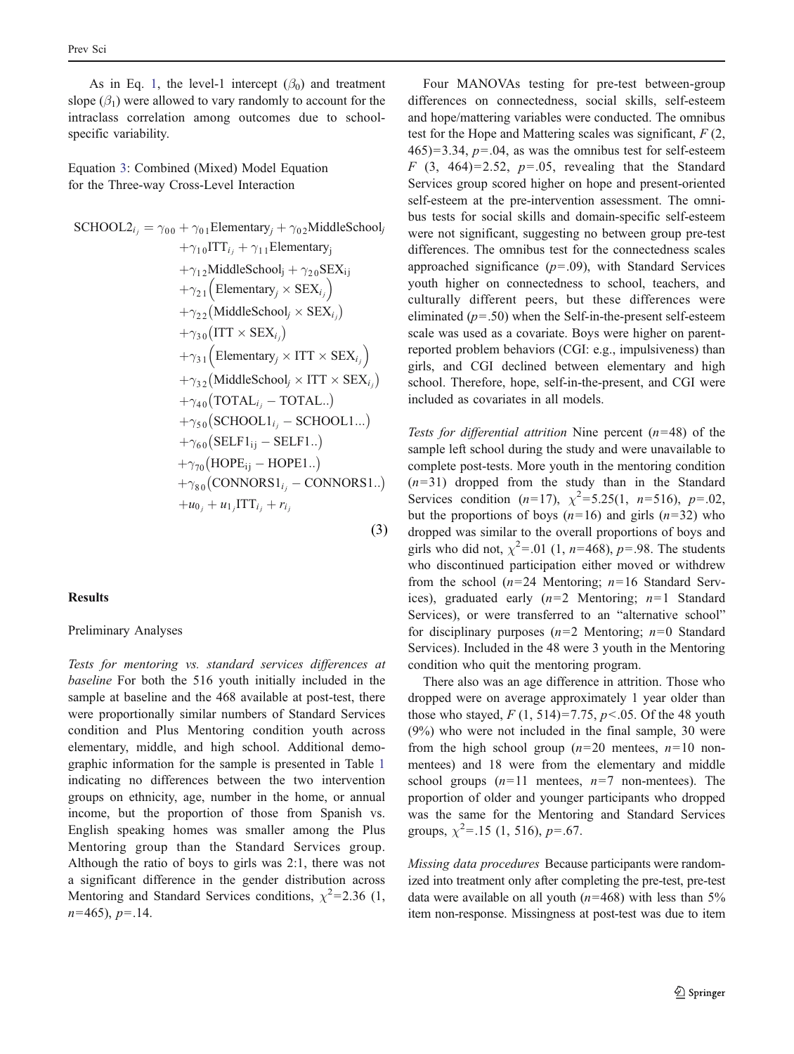As in Eq. 1, the level-1 intercept ($\beta_0$) and treatment slope ($\beta_1$) were allowed to vary randomly to account for the intraclass correlation among outcomes due to school-specific variability.

Equation 3: Combined (Mixed) Model Equation for the Three-way Cross-Level Interaction

$$
\begin{aligned}
\mathrm{SCHOOL2}_{i_j} = \ & \gamma_{00} + \gamma_{01}\mathrm{Elementary}_j + \gamma_{02}\mathrm{MiddleSchool}_j \\
& + \gamma_{10}\mathrm{ITT}_{i_j} + \gamma_{11}\mathrm{Elementary}_{\mathrm{j}} \\
& + \gamma_{12}\mathrm{MiddleSchool}_{\mathrm{j}} + \gamma_{20}\mathrm{SEX}_{\mathrm{ij}} \\
& + \gamma_{21}\left(\mathrm{Elementary}_j \times \mathrm{SEX}_{i_j}\right) \\
& + \gamma_{22}\left(\mathrm{MiddleSchool}_j \times \mathrm{SEX}_{i_j}\right) \\
& + \gamma_{30}\left(\mathrm{ITT} \times \mathrm{SEX}_{i_j}\right) \\
& + \gamma_{31}\left(\mathrm{Elementary}_j \times \mathrm{ITT} \times \mathrm{SEX}_{i_j}\right) \\
& + \gamma_{32}\left(\mathrm{MiddleSchool}_j \times \mathrm{ITT} \times \mathrm{SEX}_{i_j}\right) \\
& + \gamma_{40}\left(\mathrm{TOTAL}_{i_j} - \mathrm{TOTAL..}\right) \\
& + \gamma_{50}\left(\mathrm{SCHOOL1}_{i_j} - \mathrm{SCHOOL1...}\right) \\
& + \gamma_{60}\left(\mathrm{SELF1}_{\mathrm{ij}} - \mathrm{SELF1..}\right) \\
& + \gamma_{70}\left(\mathrm{HOPE}_{\mathrm{ij}} - \mathrm{HOPE1..}\right) \\
& + \gamma_{80}\left(\mathrm{CONNORS1}_{i_j} - \mathrm{CONNORS1..}\right) \\
& + u_{0_j} + u_{1_j}\mathrm{ITT}_{i_j} + r_{i_j}
\end{aligned}
\tag{3}
$$

## Results

### Preliminary Analyses

*Tests for mentoring vs. standard services differences at baseline* For both the 516 youth initially included in the sample at baseline and the 468 available at post-test, there were proportionally similar numbers of Standard Services condition and Plus Mentoring condition youth across elementary, middle, and high school. Additional demographic information for the sample is presented in Table 1 indicating no differences between the two intervention groups on ethnicity, age, number in the home, or annual income, but the proportion of those from Spanish vs. English speaking homes was smaller among the Plus Mentoring group than the Standard Services group. Although the ratio of boys to girls was 2:1, there was not a significant difference in the gender distribution across Mentoring and Standard Services conditions, $\chi^2$=2.36 (1, $n$=465), $p$=.14.

Four MANOVAs testing for pre-test between-group differences on connectedness, social skills, self-esteem and hope/mattering variables were conducted. The omnibus test for the Hope and Mattering scales was significant, $F$ (2, 465)=3.34, $p$=.04, as was the omnibus test for self-esteem $F$ (3, 464)=2.52, $p$=.05, revealing that the Standard Services group scored higher on hope and present-oriented self-esteem at the pre-intervention assessment. The omnibus tests for social skills and domain-specific self-esteem were not significant, suggesting no between group pre-test differences. The omnibus test for the connectedness scales approached significance ($p$=.09), with Standard Services youth higher on connectedness to school, teachers, and culturally different peers, but these differences were eliminated ($p$=.50) when the Self-in-the-present self-esteem scale was used as a covariate. Boys were higher on parent-reported problem behaviors (CGI: e.g., impulsiveness) than girls, and CGI declined between elementary and high school. Therefore, hope, self-in-the-present, and CGI were included as covariates in all models.

*Tests for differential attrition* Nine percent ($n$=48) of the sample left school during the study and were unavailable to complete post-tests. More youth in the mentoring condition ($n$=31) dropped from the study than in the Standard Services condition ($n$=17), $\chi^2$=5.25(1, $n$=516), $p$=.02, but the proportions of boys ($n$=16) and girls ($n$=32) who dropped was similar to the overall proportions of boys and girls who did not, $\chi^2$=.01 (1, $n$=468), $p$=.98. The students who discontinued participation either moved or withdrew from the school ($n$=24 Mentoring; $n$=16 Standard Services), graduated early ($n$=2 Mentoring; $n$=1 Standard Services), or were transferred to an "alternative school" for disciplinary purposes ($n$=2 Mentoring; $n$=0 Standard Services). Included in the 48 were 3 youth in the Mentoring condition who quit the mentoring program.

There also was an age difference in attrition. Those who dropped were on average approximately 1 year older than those who stayed, $F$ (1, 514)=7.75, $p$<.05. Of the 48 youth (9%) who were not included in the final sample, 30 were from the high school group ($n$=20 mentees, $n$=10 non-mentees) and 18 were from the elementary and middle school groups ($n$=11 mentees, $n$=7 non-mentees). The proportion of older and younger participants who dropped was the same for the Mentoring and Standard Services groups, $\chi^2$=.15 (1, 516), $p$=.67.

*Missing data procedures* Because participants were randomized into treatment only after completing the pre-test, pre-test data were available on all youth ($n$=468) with less than 5% item non-response. Missingness at post-test was due to item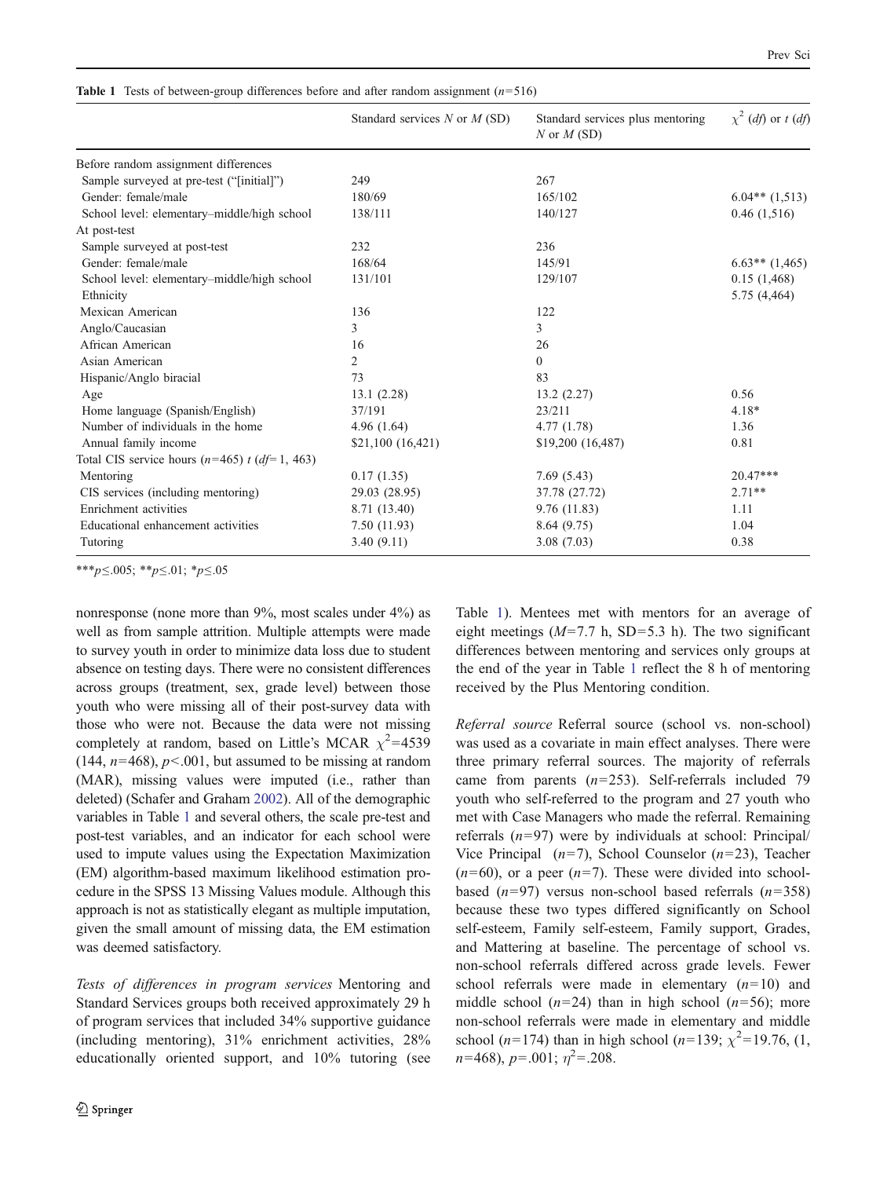**Table 1** Tests of between-group differences before and after random assignment ($n$=516)

| | Standard services $N$ or $M$ (SD) | Standard services plus mentoring $N$ or $M$ (SD) | $\chi^2$ ($df$) or $t$ ($df$) |
|---|---|---|---|
| Before random assignment differences | | | |
| Sample surveyed at pre-test ("[initial]") | 249 | 267 | |
| Gender: female/male | 180/69 | 165/102 | 6.04** (1,513) |
| School level: elementary–middle/high school | 138/111 | 140/127 | 0.46 (1,516) |
| At post-test | | | |
| Sample surveyed at post-test | 232 | 236 | |
| Gender: female/male | 168/64 | 145/91 | 6.63** (1,465) |
| School level: elementary–middle/high school | 131/101 | 129/107 | 0.15 (1,468) |
| Ethnicity | | | 5.75 (4,464) |
| Mexican American | 136 | 122 | |
| Anglo/Caucasian | 3 | 3 | |
| African American | 16 | 26 | |
| Asian American | 2 | 0 | |
| Hispanic/Anglo biracial | 73 | 83 | |
| Age | 13.1 (2.28) | 13.2 (2.27) | 0.56 |
| Home language (Spanish/English) | 37/191 | 23/211 | 4.18* |
| Number of individuals in the home | 4.96 (1.64) | 4.77 (1.78) | 1.36 |
| Annual family income | $21,100 (16,421) | $19,200 (16,487) | 0.81 |
| Total CIS service hours ($n$=465) $t$ ($df$= 1, 463) | | | |
| Mentoring | 0.17 (1.35) | 7.69 (5.43) | 20.47*** |
| CIS services (including mentoring) | 29.03 (28.95) | 37.78 (27.72) | 2.71** |
| Enrichment activities | 8.71 (13.40) | 9.76 (11.83) | 1.11 |
| Educational enhancement activities | 7.50 (11.93) | 8.64 (9.75) | 1.04 |
| Tutoring | 3.40 (9.11) | 3.08 (7.03) | 0.38 |

***$p \le .005$; **$p \le .01$; *$p \le .05$

nonresponse (none more than 9%, most scales under 4%) as well as from sample attrition. Multiple attempts were made to survey youth in order to minimize data loss due to student absence on testing days. There were no consistent differences across groups (treatment, sex, grade level) between those youth who were missing all of their post-survey data with those who were not. Because the data were not missing completely at random, based on Little's MCAR $\chi^2$=4539 (144, $n$=468), $p$<.001, but assumed to be missing at random (MAR), missing values were imputed (i.e., rather than deleted) (Schafer and Graham 2002). All of the demographic variables in Table 1 and several others, the scale pre-test and post-test variables, and an indicator for each school were used to impute values using the Expectation Maximization (EM) algorithm-based maximum likelihood estimation procedure in the SPSS 13 Missing Values module. Although this approach is not as statistically elegant as multiple imputation, given the small amount of missing data, the EM estimation was deemed satisfactory.

*Tests of differences in program services* Mentoring and Standard Services groups both received approximately 29 h of program services that included 34% supportive guidance (including mentoring), 31% enrichment activities, 28% educationally oriented support, and 10% tutoring (see Table 1). Mentees met with mentors for an average of eight meetings ($M$=7.7 h, SD=5.3 h). The two significant differences between mentoring and services only groups at the end of the year in Table 1 reflect the 8 h of mentoring received by the Plus Mentoring condition.

*Referral source* Referral source (school vs. non-school) was used as a covariate in main effect analyses. There were three primary referral sources. The majority of referrals came from parents ($n$=253). Self-referrals included 79 youth who self-referred to the program and 27 youth who met with Case Managers who made the referral. Remaining referrals ($n$=97) were by individuals at school: Principal/Vice Principal ($n$=7), School Counselor ($n$=23), Teacher ($n$=60), or a peer ($n$=7). These were divided into school-based ($n$=97) versus non-school based referrals ($n$=358) because these two types differed significantly on School self-esteem, Family self-esteem, Family support, Grades, and Mattering at baseline. The percentage of school vs. non-school referrals differed across grade levels. Fewer school referrals were made in elementary ($n$=10) and middle school ($n$=24) than in high school ($n$=56); more non-school referrals were made in elementary and middle school ($n$=174) than in high school ($n$=139; $\chi^2$=19.76, (1, $n$=468), $p$=.001; $\eta^2$=.208.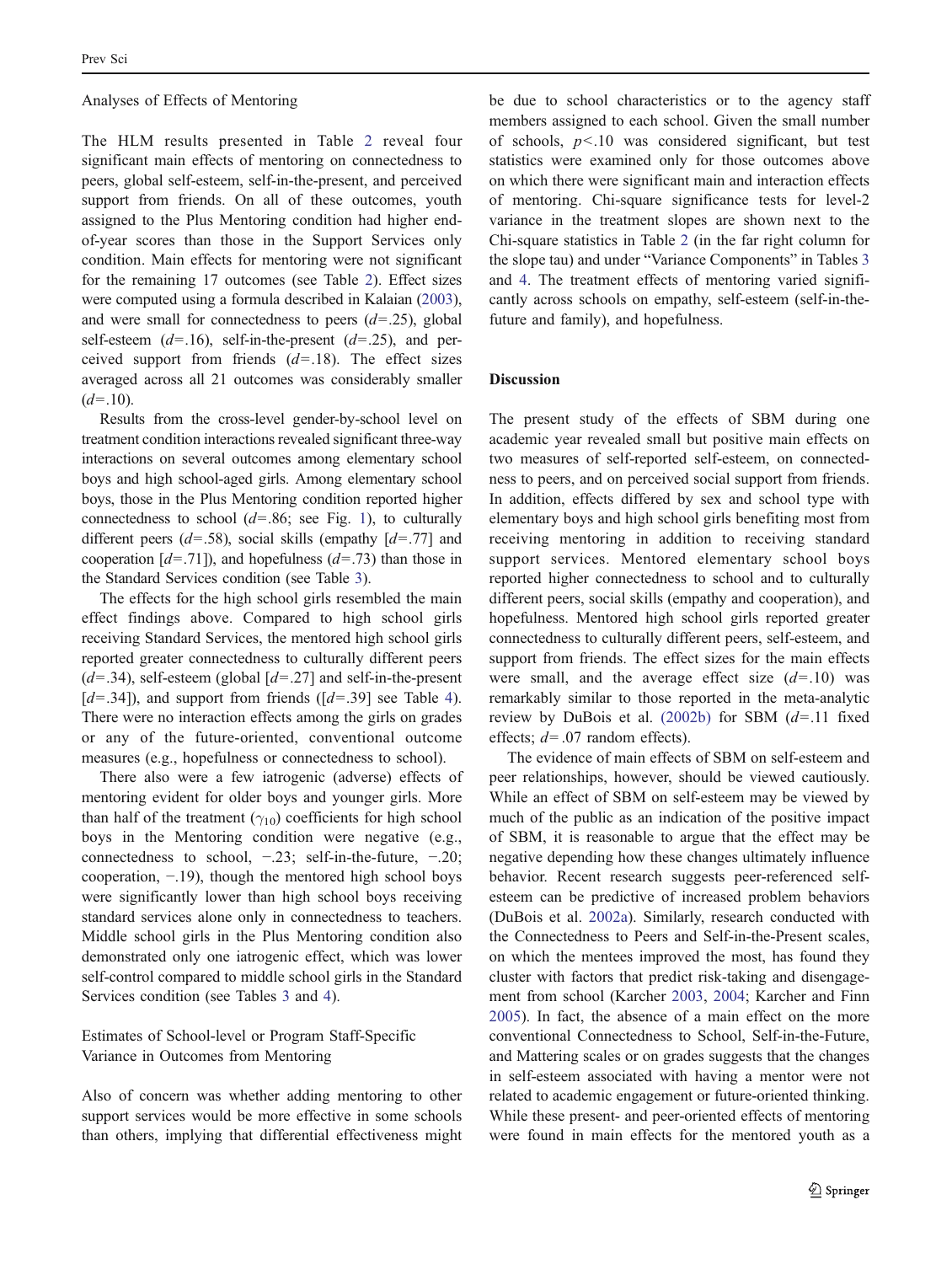### Analyses of Effects of Mentoring

The HLM results presented in Table 2 reveal four significant main effects of mentoring on connectedness to peers, global self-esteem, self-in-the-present, and perceived support from friends. On all of these outcomes, youth assigned to the Plus Mentoring condition had higher end-of-year scores than those in the Support Services only condition. Main effects for mentoring were not significant for the remaining 17 outcomes (see Table 2). Effect sizes were computed using a formula described in Kalaian (2003), and were small for connectedness to peers ($d$=.25), global self-esteem ($d$=.16), self-in-the-present ($d$=.25), and perceived support from friends ($d$=.18). The effect sizes averaged across all 21 outcomes was considerably smaller ($d$=.10).

Results from the cross-level gender-by-school level on treatment condition interactions revealed significant three-way interactions on several outcomes among elementary school boys and high school-aged girls. Among elementary school boys, those in the Plus Mentoring condition reported higher connectedness to school ($d$=.86; see Fig. 1), to culturally different peers ($d$=.58), social skills (empathy [$d$=.77] and cooperation [$d$=.71]), and hopefulness ($d$=.73) than those in the Standard Services condition (see Table 3).

The effects for the high school girls resembled the main effect findings above. Compared to high school girls receiving Standard Services, the mentored high school girls reported greater connectedness to culturally different peers ($d$=.34), self-esteem (global [$d$=.27] and self-in-the-present [$d$=.34]), and support from friends ([$d$=.39] see Table 4). There were no interaction effects among the girls on grades or any of the future-oriented, conventional outcome measures (e.g., hopefulness or connectedness to school).

There also were a few iatrogenic (adverse) effects of mentoring evident for older boys and younger girls. More than half of the treatment ($\gamma_{10}$) coefficients for high school boys in the Mentoring condition were negative (e.g., connectedness to school, −.23; self-in-the-future, −.20; cooperation, −.19), though the mentored high school boys were significantly lower than high school boys receiving standard services alone only in connectedness to teachers. Middle school girls in the Plus Mentoring condition also demonstrated only one iatrogenic effect, which was lower self-control compared to middle school girls in the Standard Services condition (see Tables 3 and 4).

### Estimates of School-level or Program Staff-Specific Variance in Outcomes from Mentoring

Also of concern was whether adding mentoring to other support services would be more effective in some schools than others, implying that differential effectiveness might be due to school characteristics or to the agency staff members assigned to each school. Given the small number of schools, $p$<.10 was considered significant, but test statistics were examined only for those outcomes above on which there were significant main and interaction effects of mentoring. Chi-square significance tests for level-2 variance in the treatment slopes are shown next to the Chi-square statistics in Table 2 (in the far right column for the slope tau) and under "Variance Components" in Tables 3 and 4. The treatment effects of mentoring varied significantly across schools on empathy, self-esteem (self-in-the-future and family), and hopefulness.

## Discussion

The present study of the effects of SBM during one academic year revealed small but positive main effects on two measures of self-reported self-esteem, on connectedness to peers, and on perceived social support from friends. In addition, effects differed by sex and school type with elementary boys and high school girls benefiting most from receiving mentoring in addition to receiving standard support services. Mentored elementary school boys reported higher connectedness to school and to culturally different peers, social skills (empathy and cooperation), and hopefulness. Mentored high school girls reported greater connectedness to culturally different peers, self-esteem, and support from friends. The effect sizes for the main effects were small, and the average effect size ($d$=.10) was remarkably similar to those reported in the meta-analytic review by DuBois et al. (2002b) for SBM ($d$=.11 fixed effects; $d$= .07 random effects).

The evidence of main effects of SBM on self-esteem and peer relationships, however, should be viewed cautiously. While an effect of SBM on self-esteem may be viewed by much of the public as an indication of the positive impact of SBM, it is reasonable to argue that the effect may be negative depending how these changes ultimately influence behavior. Recent research suggests peer-referenced self-esteem can be predictive of increased problem behaviors (DuBois et al. 2002a). Similarly, research conducted with the Connectedness to Peers and Self-in-the-Present scales, on which the mentees improved the most, has found they cluster with factors that predict risk-taking and disengagement from school (Karcher 2003, 2004; Karcher and Finn 2005). In fact, the absence of a main effect on the more conventional Connectedness to School, Self-in-the-Future, and Mattering scales or on grades suggests that the changes in self-esteem associated with having a mentor were not related to academic engagement or future-oriented thinking. While these present- and peer-oriented effects of mentoring were found in main effects for the mentored youth as a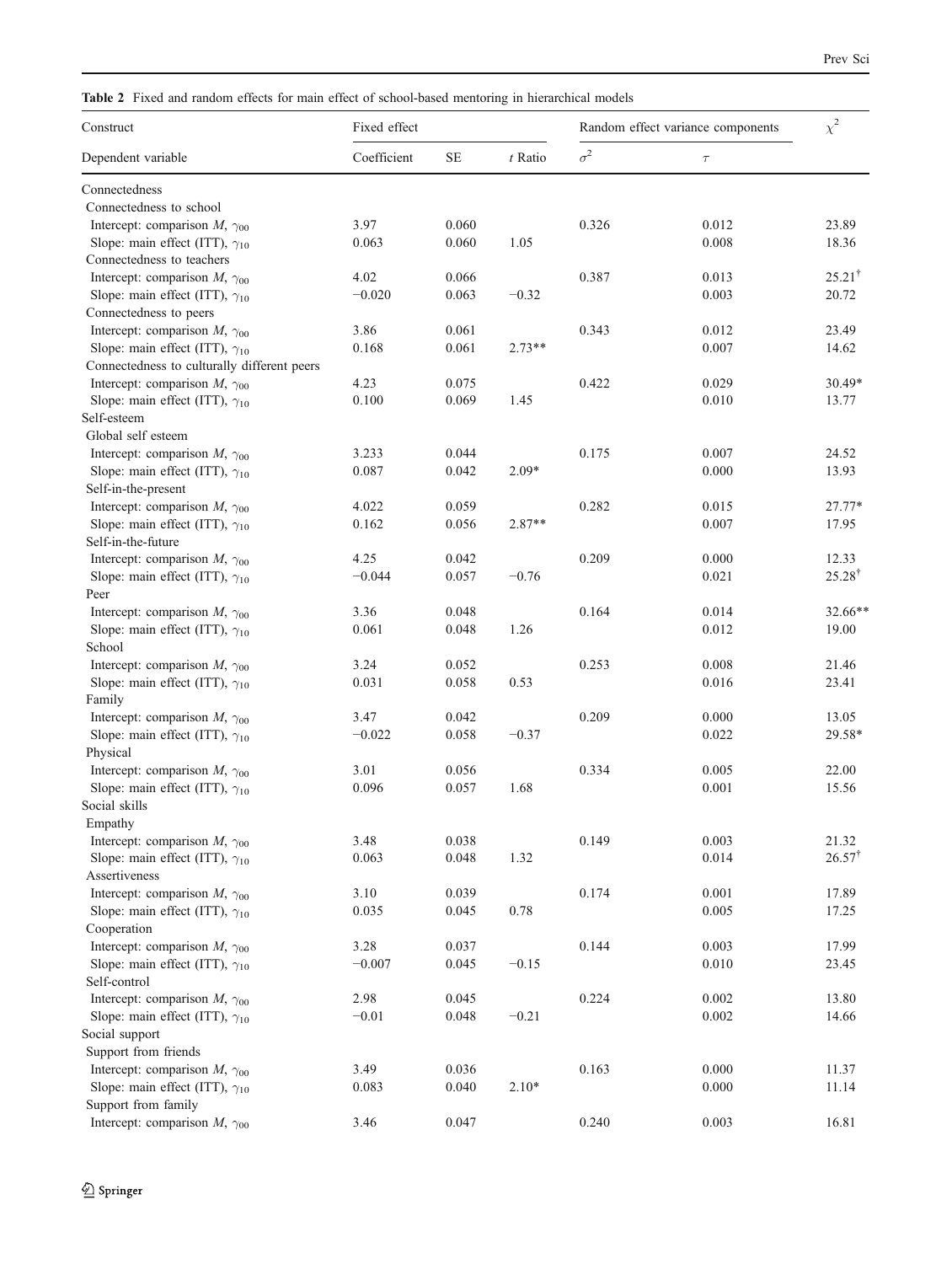**Table 2** Fixed and random effects for main effect of school-based mentoring in hierarchical models

| Construct | Fixed effect | | | Random effect variance components | | $\chi^2$ |
|---|---|---|---|---|---|---|
| Dependent variable | Coefficient | SE | *t* Ratio | $\sigma^2$ | $\tau$ | |
| Connectedness | | | | | | |
| Connectedness to school | | | | | | |
| Intercept: comparison *M*, $\gamma_{00}$ | 3.97 | 0.060 | | 0.326 | 0.012 | 23.89 |
| Slope: main effect (ITT), $\gamma_{10}$ | 0.063 | 0.060 | 1.05 | | 0.008 | 18.36 |
| Connectedness to teachers | | | | | | |
| Intercept: comparison *M*, $\gamma_{00}$ | 4.02 | 0.066 | | 0.387 | 0.013 | $25.21^{\dagger}$ |
| Slope: main effect (ITT), $\gamma_{10}$ | −0.020 | 0.063 | −0.32 | | 0.003 | 20.72 |
| Connectedness to peers | | | | | | |
| Intercept: comparison *M*, $\gamma_{00}$ | 3.86 | 0.061 | | 0.343 | 0.012 | 23.49 |
| Slope: main effect (ITT), $\gamma_{10}$ | 0.168 | 0.061 | 2.73** | | 0.007 | 14.62 |
| Connectedness to culturally different peers | | | | | | |
| Intercept: comparison *M*, $\gamma_{00}$ | 4.23 | 0.075 | | 0.422 | 0.029 | 30.49* |
| Slope: main effect (ITT), $\gamma_{10}$ | 0.100 | 0.069 | 1.45 | | 0.010 | 13.77 |
| Self-esteem | | | | | | |
| Global self esteem | | | | | | |
| Intercept: comparison *M*, $\gamma_{00}$ | 3.233 | 0.044 | | 0.175 | 0.007 | 24.52 |
| Slope: main effect (ITT), $\gamma_{10}$ | 0.087 | 0.042 | 2.09* | | 0.000 | 13.93 |
| Self-in-the-present | | | | | | |
| Intercept: comparison *M*, $\gamma_{00}$ | 4.022 | 0.059 | | 0.282 | 0.015 | 27.77* |
| Slope: main effect (ITT), $\gamma_{10}$ | 0.162 | 0.056 | 2.87** | | 0.007 | 17.95 |
| Self-in-the-future | | | | | | |
| Intercept: comparison *M*, $\gamma_{00}$ | 4.25 | 0.042 | | 0.209 | 0.000 | 12.33 |
| Slope: main effect (ITT), $\gamma_{10}$ | −0.044 | 0.057 | −0.76 | | 0.021 | $25.28^{\dagger}$ |
| Peer | | | | | | |
| Intercept: comparison *M*, $\gamma_{00}$ | 3.36 | 0.048 | | 0.164 | 0.014 | 32.66** |
| Slope: main effect (ITT), $\gamma_{10}$ | 0.061 | 0.048 | 1.26 | | 0.012 | 19.00 |
| School | | | | | | |
| Intercept: comparison *M*, $\gamma_{00}$ | 3.24 | 0.052 | | 0.253 | 0.008 | 21.46 |
| Slope: main effect (ITT), $\gamma_{10}$ | 0.031 | 0.058 | 0.53 | | 0.016 | 23.41 |
| Family | | | | | | |
| Intercept: comparison *M*, $\gamma_{00}$ | 3.47 | 0.042 | | 0.209 | 0.000 | 13.05 |
| Slope: main effect (ITT), $\gamma_{10}$ | −0.022 | 0.058 | −0.37 | | 0.022 | 29.58* |
| Physical | | | | | | |
| Intercept: comparison *M*, $\gamma_{00}$ | 3.01 | 0.056 | | 0.334 | 0.005 | 22.00 |
| Slope: main effect (ITT), $\gamma_{10}$ | 0.096 | 0.057 | 1.68 | | 0.001 | 15.56 |
| Social skills | | | | | | |
| Empathy | | | | | | |
| Intercept: comparison *M*, $\gamma_{00}$ | 3.48 | 0.038 | | 0.149 | 0.003 | 21.32 |
| Slope: main effect (ITT), $\gamma_{10}$ | 0.063 | 0.048 | 1.32 | | 0.014 | $26.57^{\dagger}$ |
| Assertiveness | | | | | | |
| Intercept: comparison *M*, $\gamma_{00}$ | 3.10 | 0.039 | | 0.174 | 0.001 | 17.89 |
| Slope: main effect (ITT), $\gamma_{10}$ | 0.035 | 0.045 | 0.78 | | 0.005 | 17.25 |
| Cooperation | | | | | | |
| Intercept: comparison *M*, $\gamma_{00}$ | 3.28 | 0.037 | | 0.144 | 0.003 | 17.99 |
| Slope: main effect (ITT), $\gamma_{10}$ | −0.007 | 0.045 | −0.15 | | 0.010 | 23.45 |
| Self-control | | | | | | |
| Intercept: comparison *M*, $\gamma_{00}$ | 2.98 | 0.045 | | 0.224 | 0.002 | 13.80 |
| Slope: main effect (ITT), $\gamma_{10}$ | −0.01 | 0.048 | −0.21 | | 0.002 | 14.66 |
| Social support | | | | | | |
| Support from friends | | | | | | |
| Intercept: comparison *M*, $\gamma_{00}$ | 3.49 | 0.036 | | 0.163 | 0.000 | 11.37 |
| Slope: main effect (ITT), $\gamma_{10}$ | 0.083 | 0.040 | 2.10* | | 0.000 | 11.14 |
| Support from family | | | | | | |
| Intercept: comparison *M*, $\gamma_{00}$ | 3.46 | 0.047 | | 0.240 | 0.003 | 16.81 |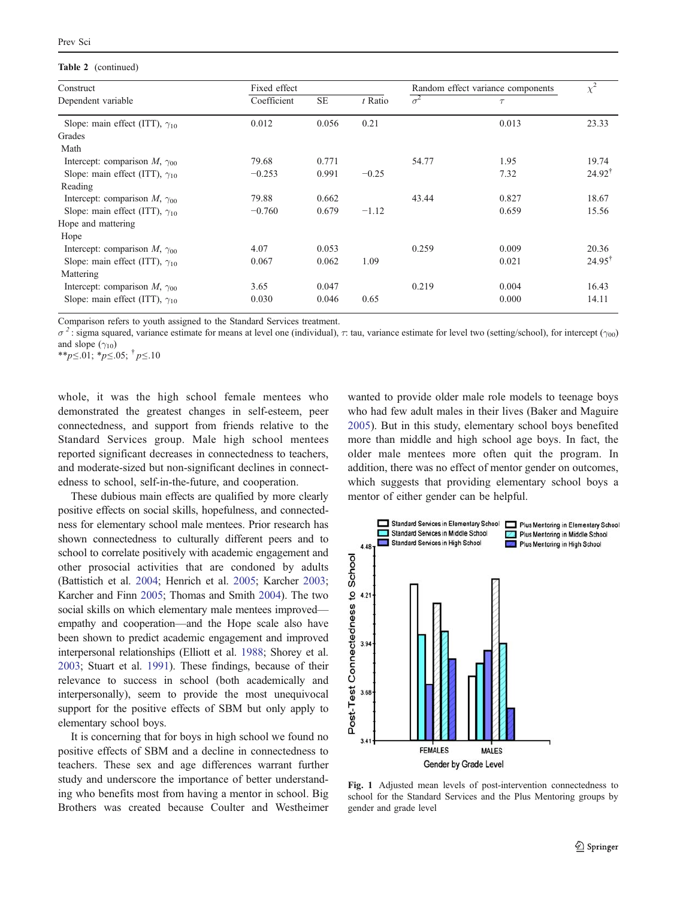**Table 2** (continued)

| Construct<br>Dependent variable | Fixed effect<br>Coefficient | <br>SE | <br>*t* Ratio | Random effect variance components<br>$\sigma^2$ | <br>$\tau$ | $\chi^2$ |
|---|---|---|---|---|---|---|
| Slope: main effect (ITT), $\gamma_{10}$ | 0.012 | 0.056 | 0.21 | | 0.013 | 23.33 |
| Grades | | | | | | |
| Math | | | | | | |
| Intercept: comparison *M*, $\gamma_{00}$ | 79.68 | 0.771 | | 54.77 | 1.95 | 19.74 |
| Slope: main effect (ITT), $\gamma_{10}$ | −0.253 | 0.991 | −0.25 | | 7.32 | 24.92$^{\dagger}$ |
| Reading | | | | | | |
| Intercept: comparison *M*, $\gamma_{00}$ | 79.88 | 0.662 | | 43.44 | 0.827 | 18.67 |
| Slope: main effect (ITT), $\gamma_{10}$ | −0.760 | 0.679 | −1.12 | | 0.659 | 15.56 |
| Hope and mattering | | | | | | |
| Hope | | | | | | |
| Intercept: comparison *M*, $\gamma_{00}$ | 4.07 | 0.053 | | 0.259 | 0.009 | 20.36 |
| Slope: main effect (ITT), $\gamma_{10}$ | 0.067 | 0.062 | 1.09 | | 0.021 | 24.95$^{\dagger}$ |
| Mattering | | | | | | |
| Intercept: comparison *M*, $\gamma_{00}$ | 3.65 | 0.047 | | 0.219 | 0.004 | 16.43 |
| Slope: main effect (ITT), $\gamma_{10}$ | 0.030 | 0.046 | 0.65 | | 0.000 | 14.11 |

Comparison refers to youth assigned to the Standard Services treatment.

$\sigma^2$: sigma squared, variance estimate for means at level one (individual), $\tau$: tau, variance estimate for level two (setting/school), for intercept ($\gamma_{00}$) and slope ($\gamma_{10}$)

$^{**}p\leq.01$; $^{*}p\leq.05$; $^{\dagger}p\leq.10$

whole, it was the high school female mentees who demonstrated the greatest changes in self-esteem, peer connectedness, and support from friends relative to the Standard Services group. Male high school mentees reported significant decreases in connectedness to teachers, and moderate-sized but non-significant declines in connectedness to school, self-in-the-future, and cooperation.

These dubious main effects are qualified by more clearly positive effects on social skills, hopefulness, and connectedness for elementary school male mentees. Prior research has shown connectedness to culturally different peers and to school to correlate positively with academic engagement and other prosocial activities that are condoned by adults (Battistich et al. 2004; Henrich et al. 2005; Karcher 2003; Karcher and Finn 2005; Thomas and Smith 2004). The two social skills on which elementary male mentees improved—empathy and cooperation—and the Hope scale also have been shown to predict academic engagement and improved interpersonal relationships (Elliott et al. 1988; Shorey et al. 2003; Stuart et al. 1991). These findings, because of their relevance to success in school (both academically and interpersonally), seem to provide the most unequivocal support for the positive effects of SBM but only apply to elementary school boys.

It is concerning that for boys in high school we found no positive effects of SBM and a decline in connectedness to teachers. These sex and age differences warrant further study and underscore the importance of better understanding who benefits most from having a mentor in school. Big Brothers was created because Coulter and Westheimer wanted to provide older male role models to teenage boys who had few adult males in their lives (Baker and Maguire 2005). But in this study, elementary school boys benefited more than middle and high school age boys. In fact, the older male mentees more often quit the program. In addition, there was no effect of mentor gender on outcomes, which suggests that providing elementary school boys a mentor of either gender can be helpful.

**Fig. 1** Adjusted mean levels of post-intervention connectedness to school for the Standard Services and the Plus Mentoring groups by gender and grade level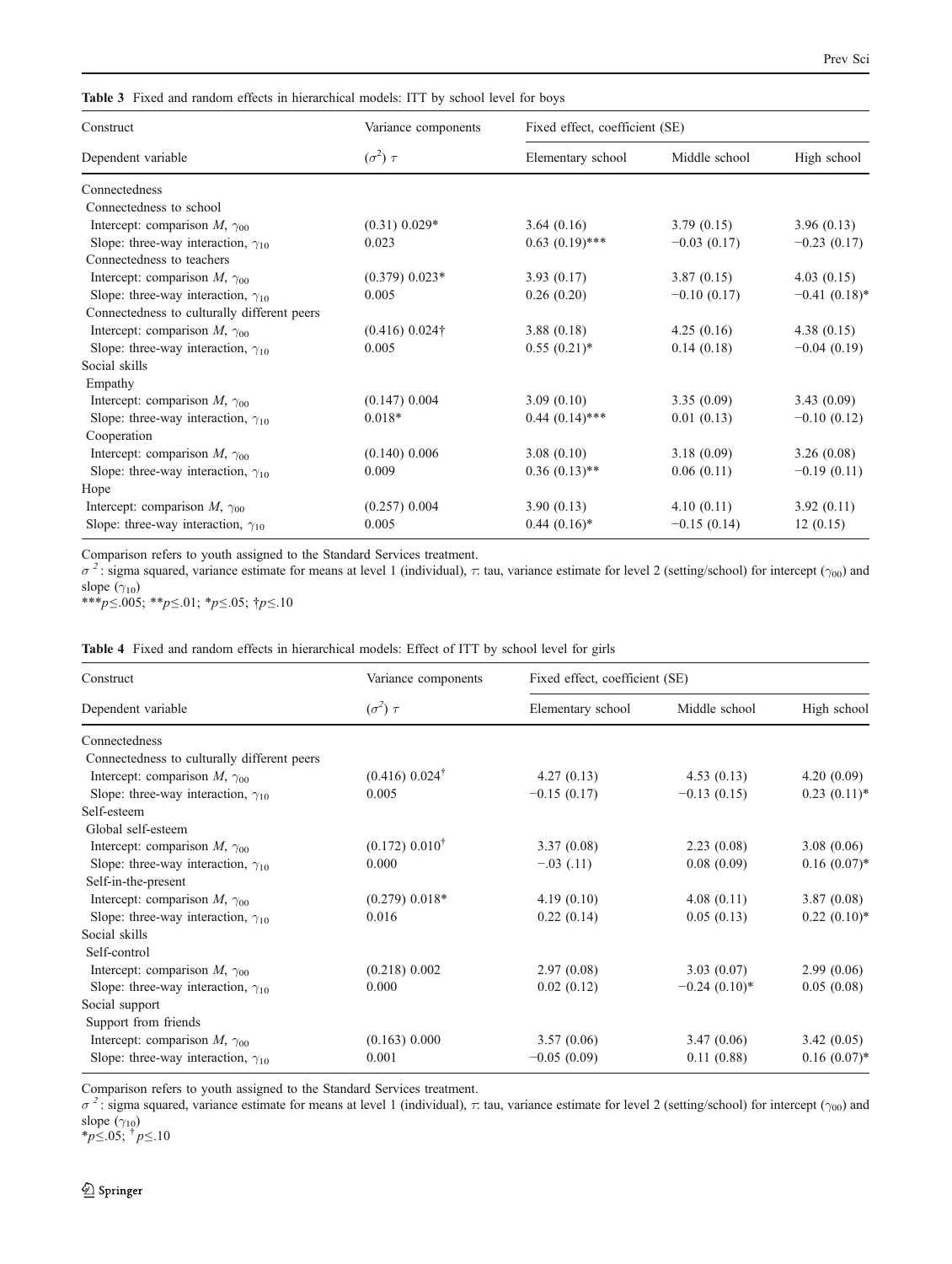**Table 3** Fixed and random effects in hierarchical models: ITT by school level for boys

| Construct | Variance components | Fixed effect, coefficient (SE) | | |
|---|---|---|---|---|
| Dependent variable | $(\sigma^2)$ $\tau$ | Elementary school | Middle school | High school |
| Connectedness | | | | |
| Connectedness to school | | | | |
| Intercept: comparison $M$, $\gamma_{00}$ | (0.31) 0.029* | 3.64 (0.16) | 3.79 (0.15) | 3.96 (0.13) |
| Slope: three-way interaction, $\gamma_{10}$ | 0.023 | 0.63 (0.19)*** | −0.03 (0.17) | −0.23 (0.17) |
| Connectedness to teachers | | | | |
| Intercept: comparison $M$, $\gamma_{00}$ | (0.379) 0.023* | 3.93 (0.17) | 3.87 (0.15) | 4.03 (0.15) |
| Slope: three-way interaction, $\gamma_{10}$ | 0.005 | 0.26 (0.20) | −0.10 (0.17) | −0.41 (0.18)* |
| Connectedness to culturally different peers | | | | |
| Intercept: comparison $M$, $\gamma_{00}$ | (0.416) 0.024† | 3.88 (0.18) | 4.25 (0.16) | 4.38 (0.15) |
| Slope: three-way interaction, $\gamma_{10}$ | 0.005 | 0.55 (0.21)* | 0.14 (0.18) | −0.04 (0.19) |
| Social skills | | | | |
| Empathy | | | | |
| Intercept: comparison $M$, $\gamma_{00}$ | (0.147) 0.004 | 3.09 (0.10) | 3.35 (0.09) | 3.43 (0.09) |
| Slope: three-way interaction, $\gamma_{10}$ | 0.018* | 0.44 (0.14)*** | 0.01 (0.13) | −0.10 (0.12) |
| Cooperation | | | | |
| Intercept: comparison $M$, $\gamma_{00}$ | (0.140) 0.006 | 3.08 (0.10) | 3.18 (0.09) | 3.26 (0.08) |
| Slope: three-way interaction, $\gamma_{10}$ | 0.009 | 0.36 (0.13)** | 0.06 (0.11) | −0.19 (0.11) |
| Hope | | | | |
| Intercept: comparison $M$, $\gamma_{00}$ | (0.257) 0.004 | 3.90 (0.13) | 4.10 (0.11) | 3.92 (0.11) |
| Slope: three-way interaction, $\gamma_{10}$ | 0.005 | 0.44 (0.16)* | −0.15 (0.14) | 12 (0.15) |

Comparison refers to youth assigned to the Standard Services treatment.

$\sigma^2$: sigma squared, variance estimate for means at level 1 (individual), $\tau$: tau, variance estimate for level 2 (setting/school) for intercept ($\gamma_{00}$) and slope ($\gamma_{10}$)

***$p \leq .005$; **$p \leq .01$; *$p \leq .05$; †$p \leq .10$

**Table 4** Fixed and random effects in hierarchical models: Effect of ITT by school level for girls

| Construct | Variance components | Fixed effect, coefficient (SE) | | |
|---|---|---|---|---|
| Dependent variable | $(\sigma^2)$ $\tau$ | Elementary school | Middle school | High school |
| Connectedness | | | | |
| Connectedness to culturally different peers | | | | |
| Intercept: comparison $M$, $\gamma_{00}$ | (0.416) 0.024† | 4.27 (0.13) | 4.53 (0.13) | 4.20 (0.09) |
| Slope: three-way interaction, $\gamma_{10}$ | 0.005 | −0.15 (0.17) | −0.13 (0.15) | 0.23 (0.11)* |
| Self-esteem | | | | |
| Global self-esteem | | | | |
| Intercept: comparison $M$, $\gamma_{00}$ | (0.172) 0.010† | 3.37 (0.08) | 2.23 (0.08) | 3.08 (0.06) |
| Slope: three-way interaction, $\gamma_{10}$ | 0.000 | −.03 (.11) | 0.08 (0.09) | 0.16 (0.07)* |
| Self-in-the-present | | | | |
| Intercept: comparison $M$, $\gamma_{00}$ | (0.279) 0.018* | 4.19 (0.10) | 4.08 (0.11) | 3.87 (0.08) |
| Slope: three-way interaction, $\gamma_{10}$ | 0.016 | 0.22 (0.14) | 0.05 (0.13) | 0.22 (0.10)* |
| Social skills | | | | |
| Self-control | | | | |
| Intercept: comparison $M$, $\gamma_{00}$ | (0.218) 0.002 | 2.97 (0.08) | 3.03 (0.07) | 2.99 (0.06) |
| Slope: three-way interaction, $\gamma_{10}$ | 0.000 | 0.02 (0.12) | −0.24 (0.10)* | 0.05 (0.08) |
| Social support | | | | |
| Support from friends | | | | |
| Intercept: comparison $M$, $\gamma_{00}$ | (0.163) 0.000 | 3.57 (0.06) | 3.47 (0.06) | 3.42 (0.05) |
| Slope: three-way interaction, $\gamma_{10}$ | 0.001 | −0.05 (0.09) | 0.11 (0.88) | 0.16 (0.07)* |

Comparison refers to youth assigned to the Standard Services treatment.

$\sigma^2$: sigma squared, variance estimate for means at level 1 (individual), $\tau$: tau, variance estimate for level 2 (setting/school) for intercept ($\gamma_{00}$) and slope ($\gamma_{10}$)

*$p \leq .05$; †$p \leq .10$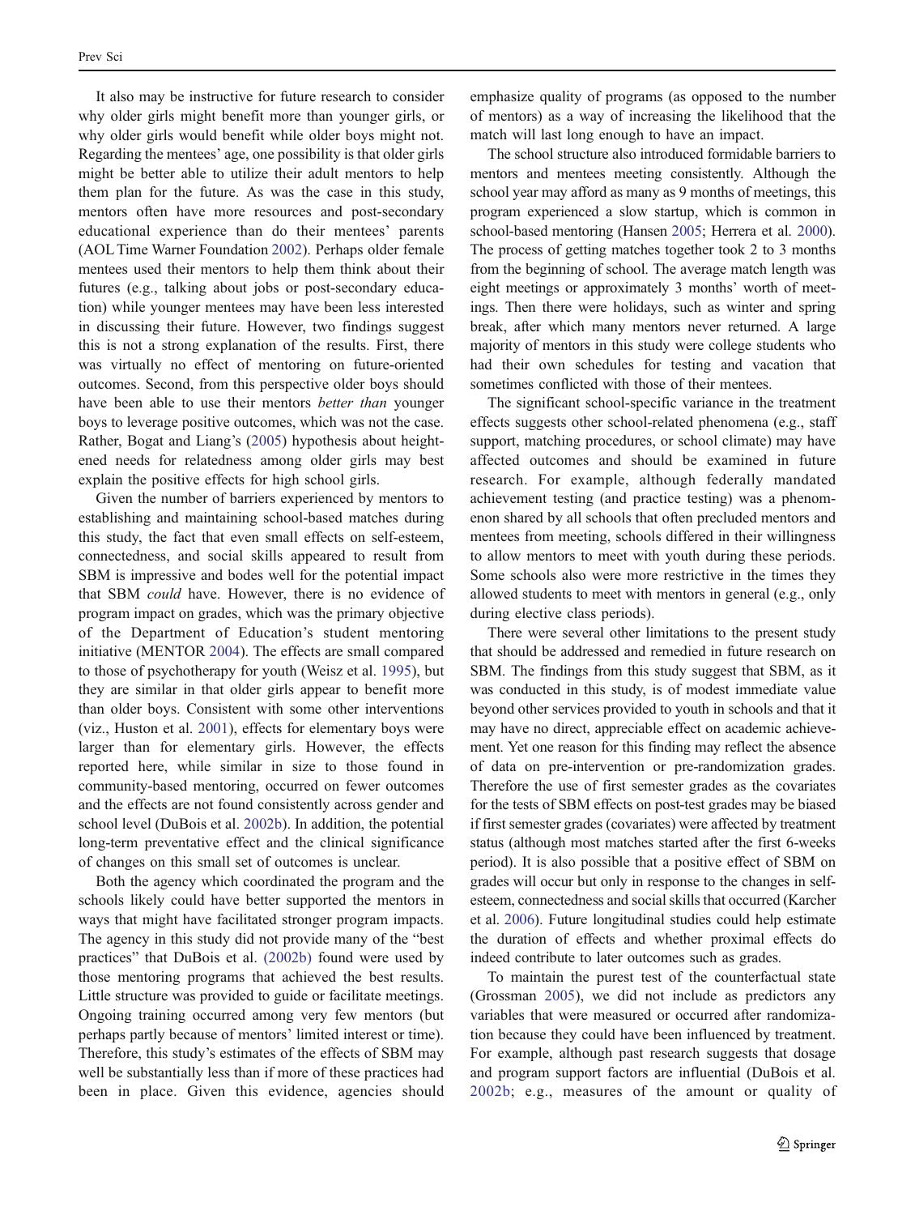It also may be instructive for future research to consider why older girls might benefit more than younger girls, or why older girls would benefit while older boys might not. Regarding the mentees' age, one possibility is that older girls might be better able to utilize their adult mentors to help them plan for the future. As was the case in this study, mentors often have more resources and post-secondary educational experience than do their mentees' parents (AOL Time Warner Foundation 2002). Perhaps older female mentees used their mentors to help them think about their futures (e.g., talking about jobs or post-secondary education) while younger mentees may have been less interested in discussing their future. However, two findings suggest this is not a strong explanation of the results. First, there was virtually no effect of mentoring on future-oriented outcomes. Second, from this perspective older boys should have been able to use their mentors *better than* younger boys to leverage positive outcomes, which was not the case. Rather, Bogat and Liang's (2005) hypothesis about heightened needs for relatedness among older girls may best explain the positive effects for high school girls.

Given the number of barriers experienced by mentors to establishing and maintaining school-based matches during this study, the fact that even small effects on self-esteem, connectedness, and social skills appeared to result from SBM is impressive and bodes well for the potential impact that SBM *could* have. However, there is no evidence of program impact on grades, which was the primary objective of the Department of Education's student mentoring initiative (MENTOR 2004). The effects are small compared to those of psychotherapy for youth (Weisz et al. 1995), but they are similar in that older girls appear to benefit more than older boys. Consistent with some other interventions (viz., Huston et al. 2001), effects for elementary boys were larger than for elementary girls. However, the effects reported here, while similar in size to those found in community-based mentoring, occurred on fewer outcomes and the effects are not found consistently across gender and school level (DuBois et al. 2002b). In addition, the potential long-term preventative effect and the clinical significance of changes on this small set of outcomes is unclear.

Both the agency which coordinated the program and the schools likely could have better supported the mentors in ways that might have facilitated stronger program impacts. The agency in this study did not provide many of the "best practices" that DuBois et al. (2002b) found were used by those mentoring programs that achieved the best results. Little structure was provided to guide or facilitate meetings. Ongoing training occurred among very few mentors (but perhaps partly because of mentors' limited interest or time). Therefore, this study's estimates of the effects of SBM may well be substantially less than if more of these practices had been in place. Given this evidence, agencies should emphasize quality of programs (as opposed to the number of mentors) as a way of increasing the likelihood that the match will last long enough to have an impact.

The school structure also introduced formidable barriers to mentors and mentees meeting consistently. Although the school year may afford as many as 9 months of meetings, this program experienced a slow startup, which is common in school-based mentoring (Hansen 2005; Herrera et al. 2000). The process of getting matches together took 2 to 3 months from the beginning of school. The average match length was eight meetings or approximately 3 months' worth of meetings. Then there were holidays, such as winter and spring break, after which many mentors never returned. A large majority of mentors in this study were college students who had their own schedules for testing and vacation that sometimes conflicted with those of their mentees.

The significant school-specific variance in the treatment effects suggests other school-related phenomena (e.g., staff support, matching procedures, or school climate) may have affected outcomes and should be examined in future research. For example, although federally mandated achievement testing (and practice testing) was a phenomenon shared by all schools that often precluded mentors and mentees from meeting, schools differed in their willingness to allow mentors to meet with youth during these periods. Some schools also were more restrictive in the times they allowed students to meet with mentors in general (e.g., only during elective class periods).

There were several other limitations to the present study that should be addressed and remedied in future research on SBM. The findings from this study suggest that SBM, as it was conducted in this study, is of modest immediate value beyond other services provided to youth in schools and that it may have no direct, appreciable effect on academic achievement. Yet one reason for this finding may reflect the absence of data on pre-intervention or pre-randomization grades. Therefore the use of first semester grades as the covariates for the tests of SBM effects on post-test grades may be biased if first semester grades (covariates) were affected by treatment status (although most matches started after the first 6-weeks period). It is also possible that a positive effect of SBM on grades will occur but only in response to the changes in self-esteem, connectedness and social skills that occurred (Karcher et al. 2006). Future longitudinal studies could help estimate the duration of effects and whether proximal effects do indeed contribute to later outcomes such as grades.

To maintain the purest test of the counterfactual state (Grossman 2005), we did not include as predictors any variables that were measured or occurred after randomization because they could have been influenced by treatment. For example, although past research suggests that dosage and program support factors are influential (DuBois et al. 2002b; e.g., measures of the amount or quality of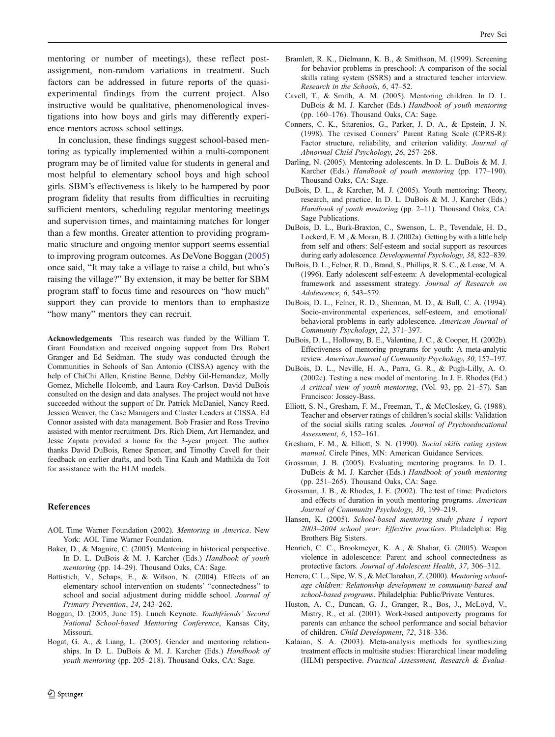mentoring or number of meetings), these reflect post-assignment, non-random variations in treatment. Such factors can be addressed in future reports of the quasi-experimental findings from the current project. Also instructive would be qualitative, phenomenological investigations into how boys and girls may differently experience mentors across school settings.

In conclusion, these findings suggest school-based mentoring as typically implemented within a multi-component program may be of limited value for students in general and most helpful to elementary school boys and high school girls. SBM's effectiveness is likely to be hampered by poor program fidelity that results from difficulties in recruiting sufficient mentors, scheduling regular mentoring meetings and supervision times, and maintaining matches for longer than a few months. Greater attention to providing programmatic structure and ongoing mentor support seems essential to improving program outcomes. As DeVone Boggan (2005) once said, "It may take a village to raise a child, but who's raising the village?" By extension, it may be better for SBM program staff to focus time and resources on "how much" support they can provide to mentors than to emphasize "how many" mentors they can recruit.

**Acknowledgements** This research was funded by the William T. Grant Foundation and received ongoing support from Drs. Robert Granger and Ed Seidman. The study was conducted through the Communities in Schools of San Antonio (CISSA) agency with the help of ChiChi Allen, Kristine Benne, Debby Gil-Hernandez, Molly Gomez, Michelle Holcomb, and Laura Roy-Carlson. David DuBois consulted on the design and data analyses. The project would not have succeeded without the support of Dr. Patrick McDaniel, Nancy Reed. Jessica Weaver, the Case Managers and Cluster Leaders at CISSA. Ed Connor assisted with data management. Bob Frasier and Ross Trevino assisted with mentor recruitment. Drs. Rich Diem, Art Hernandez, and Jesse Zapata provided a home for the 3-year project. The author thanks David DuBois, Renee Spencer, and Timothy Cavell for their feedback on earlier drafts, and both Tina Kauh and Mathilda du Toit for assistance with the HLM models.

## References

AOL Time Warner Foundation (2002). *Mentoring in America*. New York: AOL Time Warner Foundation.

Baker, D., & Maguire, C. (2005). Mentoring in historical perspective. In D. L. DuBois & M. J. Karcher (Eds.) *Handbook of youth mentoring* (pp. 14–29). Thousand Oaks, CA: Sage.

Battistich, V., Schaps, E., & Wilson, N. (2004). Effects of an elementary school intervention on students' "connectedness" to school and social adjustment during middle school. *Journal of Primary Prevention*, *24*, 243–262.

Boggan, D. (2005, June 15). Lunch Keynote. *Youthfriends' Second National School-based Mentoring Conference*, Kansas City, Missouri.

Bogat, G. A., & Liang, L. (2005). Gender and mentoring relationships. In D. L. DuBois & M. J. Karcher (Eds.) *Handbook of youth mentoring* (pp. 205–218). Thousand Oaks, CA: Sage.

Bramlett, R. K., Dielmann, K. B., & Smithson, M. (1999). Screening for behavior problems in preschool: A comparison of the social skills rating system (SSRS) and a structured teacher interview. *Research in the Schools*, *6*, 47–52.

Cavell, T., & Smith, A. M. (2005). Mentoring children. In D. L. DuBois & M. J. Karcher (Eds.) *Handbook of youth mentoring* (pp. 160–176). Thousand Oaks, CA: Sage.

Conners, C. K., Sitarenios, G., Parker, J. D. A., & Epstein, J. N. (1998). The revised Conners' Parent Rating Scale (CPRS-R): Factor structure, reliability, and criterion validity. *Journal of Abnormal Child Psychology*, *26*, 257–268.

Darling, N. (2005). Mentoring adolescents. In D. L. DuBois & M. J. Karcher (Eds.) *Handbook of youth mentoring* (pp. 177–190). Thousand Oaks, CA: Sage.

DuBois, D. L., & Karcher, M. J. (2005). Youth mentoring: Theory, research, and practice. In D. L. DuBois & M. J. Karcher (Eds.) *Handbook of youth mentoring* (pp. 2–11). Thousand Oaks, CA: Sage Publications.

DuBois, D. L., Burk-Braxton, C., Swenson, L. P., Tevendale, H. D., Lockerd, E. M., & Moran, B. J. (2002a). Getting by with a little help from self and others: Self-esteem and social support as resources during early adolescence. *Developmental Psychology*, *38*, 822–839.

DuBois, D. L., Felner, R. D., Brand, S., Phillips, R. S. C., & Lease, M. A. (1996). Early adolescent self-esteem: A developmental-ecological framework and assessment strategy. *Journal of Research on Adolescence*, *6*, 543–579.

DuBois, D. L., Felner, R. D., Sherman, M. D., & Bull, C. A. (1994). Socio-environmental experiences, self-esteem, and emotional/behavioral problems in early adolescence. *American Journal of Community Psychology*, *22*, 371–397.

DuBois, D. L., Holloway, B. E., Valentine, J. C., & Cooper, H. (2002b). Effectiveness of mentoring programs for youth: A meta-analytic review. *American Journal of Community Psychology*, *30*, 157–197.

DuBois, D. L., Neville, H. A., Parra, G. R., & Pugh-Lilly, A. O. (2002c). Testing a new model of mentoring. In J. E. Rhodes (Ed.) *A critical view of youth mentoring*, (Vol. 93, pp. 21–57). San Francisco: Jossey-Bass.

Elliott, S. N., Gresham, F. M., Freeman, T., & McCloskey, G. (1988). Teacher and observer ratings of children's social skills: Validation of the social skills rating scales. *Journal of Psychoeducational Assessment*, *6*, 152–161.

Gresham, F. M., & Elliott, S. N. (1990). *Social skills rating system manual*. Circle Pines, MN: American Guidance Services.

Grossman, J. B. (2005). Evaluating mentoring programs. In D. L. DuBois & M. J. Karcher (Eds.) *Handbook of youth mentoring* (pp. 251–265). Thousand Oaks, CA: Sage.

Grossman, J. B., & Rhodes, J. E. (2002). The test of time: Predictors and effects of duration in youth mentoring programs. *American Journal of Community Psychology*, *30*, 199–219.

Hansen, K. (2005). *School-based mentoring study phase 1 report 2003–2004 school year: Effective practices*. Philadelphia: Big Brothers Big Sisters.

Henrich, C. C., Brookmeyer, K. A., & Shahar, G. (2005). Weapon violence in adolescence: Parent and school connectedness as protective factors. *Journal of Adolescent Health*, *37*, 306–312.

Herrera, C. L., Sipe, W. S., & McClanahan, Z. (2000). *Mentoring school-age children: Relationship development in community-based and school-based programs*. Philadelphia: Public/Private Ventures.

Huston, A. C., Duncan, G. J., Granger, R., Bos, J., McLoyd, V., Mistry, R., et al. (2001). Work-based antipoverty programs for parents can enhance the school performance and social behavior of children. *Child Development*, *72*, 318–336.

Kalaian, S. A. (2003). Meta-analysis methods for synthesizing treatment effects in multisite studies: Hierarchical linear modeling (HLM) perspective. *Practical Assessment, Research & Evalua-*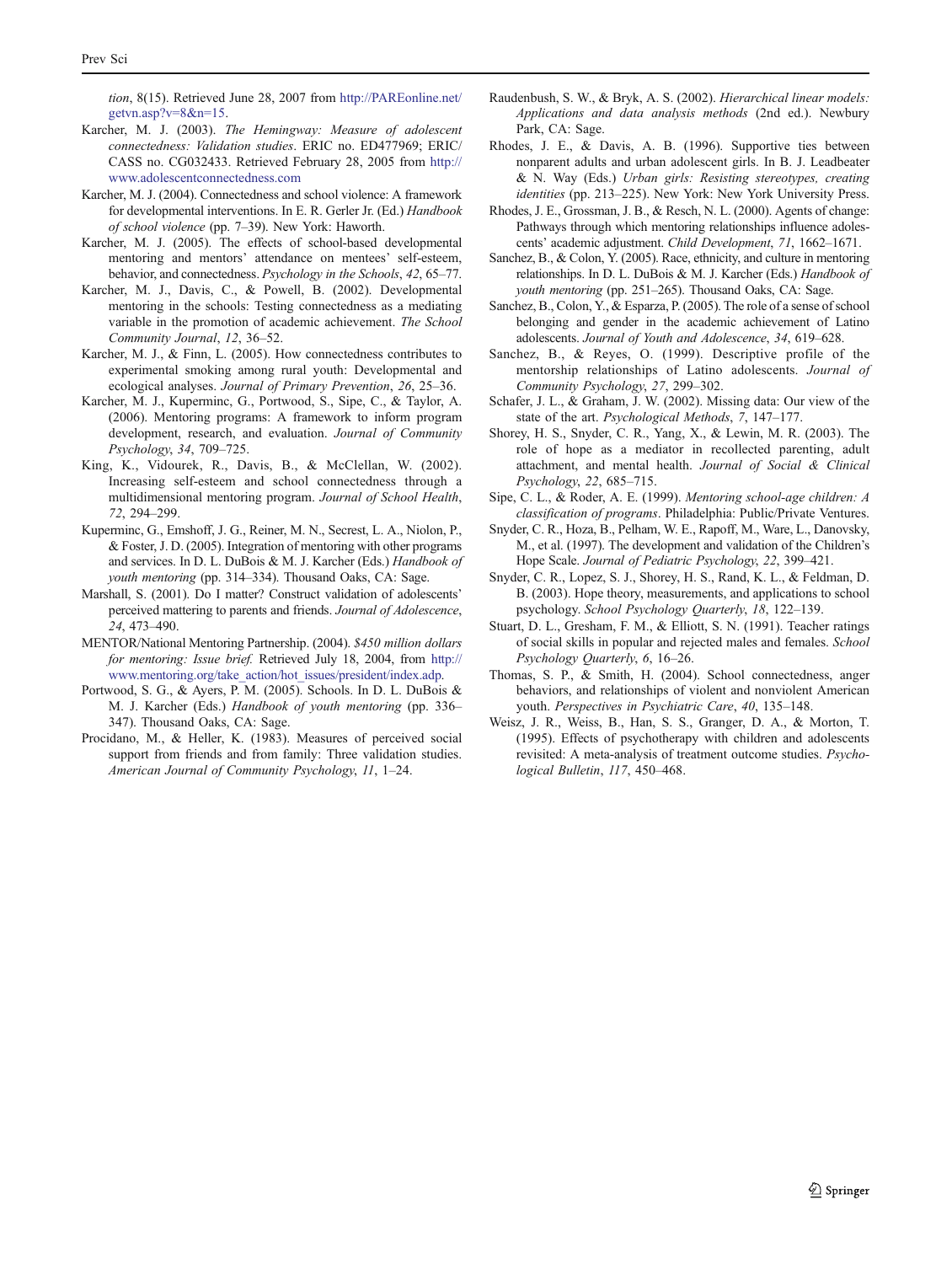*tion*, 8(15). Retrieved June 28, 2007 from http://PAREonline.net/getvn.asp?v=8&n=15.

Karcher, M. J. (2003). *The Hemingway: Measure of adolescent connectedness: Validation studies*. ERIC no. ED477969; ERIC/CASS no. CG032433. Retrieved February 28, 2005 from http://www.adolescentconnectedness.com

Karcher, M. J. (2004). Connectedness and school violence: A framework for developmental interventions. In E. R. Gerler Jr. (Ed.) *Handbook of school violence* (pp. 7–39). New York: Haworth.

Karcher, M. J. (2005). The effects of school-based developmental mentoring and mentors' attendance on mentees' self-esteem, behavior, and connectedness. *Psychology in the Schools*, *42*, 65–77.

Karcher, M. J., Davis, C., & Powell, B. (2002). Developmental mentoring in the schools: Testing connectedness as a mediating variable in the promotion of academic achievement. *The School Community Journal*, *12*, 36–52.

Karcher, M. J., & Finn, L. (2005). How connectedness contributes to experimental smoking among rural youth: Developmental and ecological analyses. *Journal of Primary Prevention*, *26*, 25–36.

Karcher, M. J., Kuperminc, G., Portwood, S., Sipe, C., & Taylor, A. (2006). Mentoring programs: A framework to inform program development, research, and evaluation. *Journal of Community Psychology*, *34*, 709–725.

King, K., Vidourek, R., Davis, B., & McClellan, W. (2002). Increasing self-esteem and school connectedness through a multidimensional mentoring program. *Journal of School Health*, *72*, 294–299.

Kuperminc, G., Emshoff, J. G., Reiner, M. N., Secrest, L. A., Niolon, P., & Foster, J. D. (2005). Integration of mentoring with other programs and services. In D. L. DuBois & M. J. Karcher (Eds.) *Handbook of youth mentoring* (pp. 314–334). Thousand Oaks, CA: Sage.

Marshall, S. (2001). Do I matter? Construct validation of adolescents' perceived mattering to parents and friends. *Journal of Adolescence*, *24*, 473–490.

MENTOR/National Mentoring Partnership. (2004). *$450 million dollars for mentoring: Issue brief.* Retrieved July 18, 2004, from http://www.mentoring.org/take_action/hot_issues/president/index.adp.

Portwood, S. G., & Ayers, P. M. (2005). Schools. In D. L. DuBois & M. J. Karcher (Eds.) *Handbook of youth mentoring* (pp. 336–347). Thousand Oaks, CA: Sage.

Procidano, M., & Heller, K. (1983). Measures of perceived social support from friends and from family: Three validation studies. *American Journal of Community Psychology*, *11*, 1–24.

Raudenbush, S. W., & Bryk, A. S. (2002). *Hierarchical linear models: Applications and data analysis methods* (2nd ed.). Newbury Park, CA: Sage.

Rhodes, J. E., & Davis, A. B. (1996). Supportive ties between nonparent adults and urban adolescent girls. In B. J. Leadbeater & N. Way (Eds.) *Urban girls: Resisting stereotypes, creating identities* (pp. 213–225). New York: New York University Press.

Rhodes, J. E., Grossman, J. B., & Resch, N. L. (2000). Agents of change: Pathways through which mentoring relationships influence adolescents' academic adjustment. *Child Development*, *71*, 1662–1671.

Sanchez, B., & Colon, Y. (2005). Race, ethnicity, and culture in mentoring relationships. In D. L. DuBois & M. J. Karcher (Eds.) *Handbook of youth mentoring* (pp. 251–265). Thousand Oaks, CA: Sage.

Sanchez, B., Colon, Y., & Esparza, P. (2005). The role of a sense of school belonging and gender in the academic achievement of Latino adolescents. *Journal of Youth and Adolescence*, *34*, 619–628.

Sanchez, B., & Reyes, O. (1999). Descriptive profile of the mentorship relationships of Latino adolescents. *Journal of Community Psychology*, *27*, 299–302.

Schafer, J. L., & Graham, J. W. (2002). Missing data: Our view of the state of the art. *Psychological Methods*, *7*, 147–177.

Shorey, H. S., Snyder, C. R., Yang, X., & Lewin, M. R. (2003). The role of hope as a mediator in recollected parenting, adult attachment, and mental health. *Journal of Social & Clinical Psychology*, *22*, 685–715.

Sipe, C. L., & Roder, A. E. (1999). *Mentoring school-age children: A classification of programs*. Philadelphia: Public/Private Ventures.

Snyder, C. R., Hoza, B., Pelham, W. E., Rapoff, M., Ware, L., Danovsky, M., et al. (1997). The development and validation of the Children's Hope Scale. *Journal of Pediatric Psychology*, *22*, 399–421.

Snyder, C. R., Lopez, S. J., Shorey, H. S., Rand, K. L., & Feldman, D. B. (2003). Hope theory, measurements, and applications to school psychology. *School Psychology Quarterly*, *18*, 122–139.

Stuart, D. L., Gresham, F. M., & Elliott, S. N. (1991). Teacher ratings of social skills in popular and rejected males and females. *School Psychology Quarterly*, *6*, 16–26.

Thomas, S. P., & Smith, H. (2004). School connectedness, anger behaviors, and relationships of violent and nonviolent American youth. *Perspectives in Psychiatric Care*, *40*, 135–148.

Weisz, J. R., Weiss, B., Han, S. S., Granger, D. A., & Morton, T. (1995). Effects of psychotherapy with children and adolescents revisited: A meta-analysis of treatment outcome studies. *Psychological Bulletin*, *117*, 450–468.